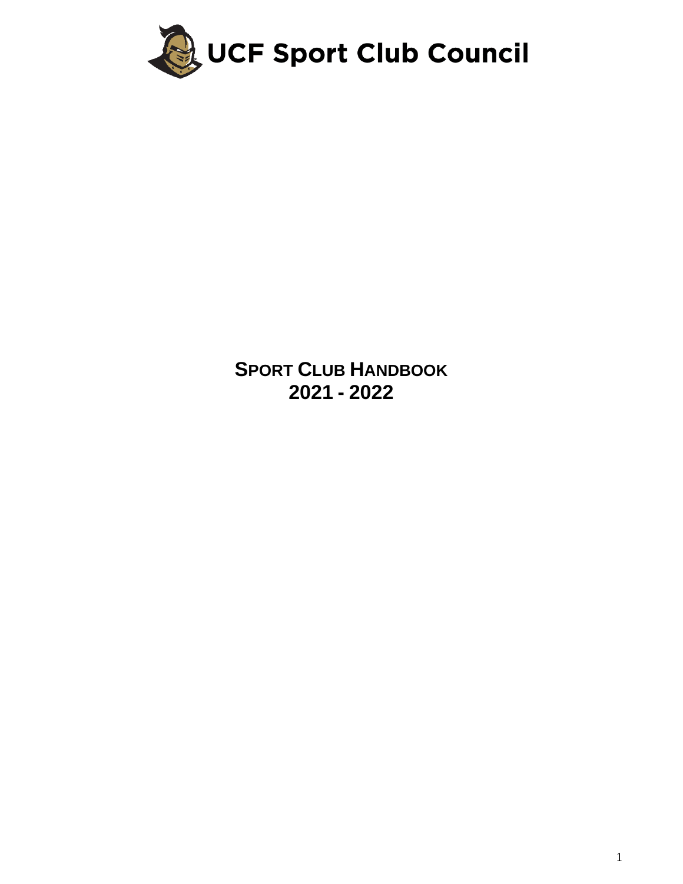# UCF Sport Club Council

## SPORT CLUB HANDBOOK
## 2021 - 2022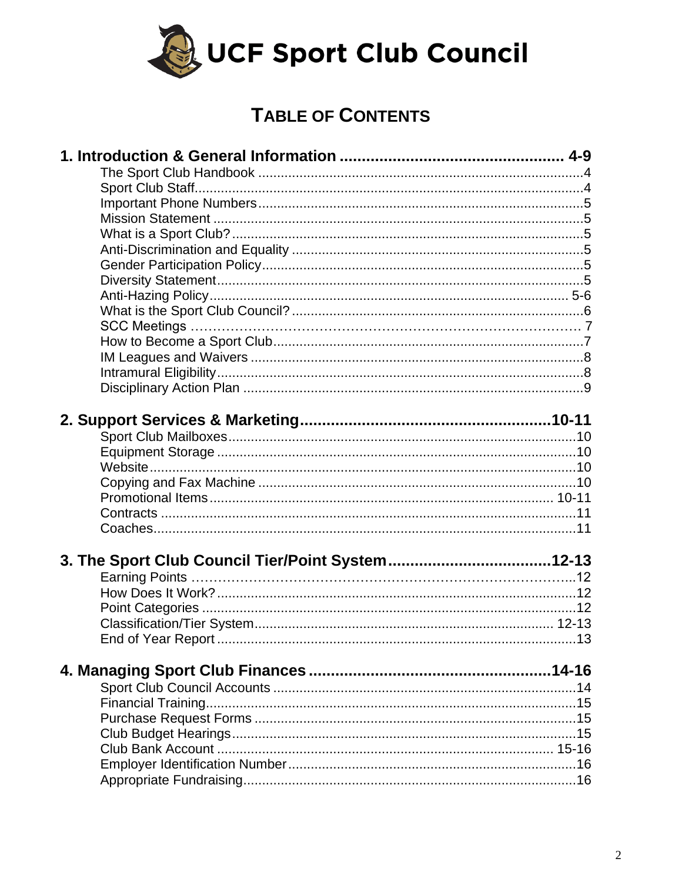# UCF Sport Club Council

## Table of Contents

**1. Introduction & General Information .......... 4-9**
- The Sport Club Handbook .......... 4
- Sport Club Staff .......... 4
- Important Phone Numbers .......... 5
- Mission Statement .......... 5
- What is a Sport Club? .......... 5
- Anti-Discrimination and Equality .......... 5
- Gender Participation Policy .......... 5
- Diversity Statement .......... 5
- Anti-Hazing Policy .......... 5-6
- What is the Sport Club Council? .......... 6
- SCC Meetings .......... 7
- How to Become a Sport Club .......... 7
- IM Leagues and Waivers .......... 8
- Intramural Eligibility .......... 8
- Disciplinary Action Plan .......... 9

**2. Support Services & Marketing .......... 10-11**
- Sport Club Mailboxes .......... 10
- Equipment Storage .......... 10
- Website .......... 10
- Copying and Fax Machine .......... 10
- Promotional Items .......... 10-11
- Contracts .......... 11
- Coaches .......... 11

**3. The Sport Club Council Tier/Point System .......... 12-13**
- Earning Points .......... 12
- How Does It Work? .......... 12
- Point Categories .......... 12
- Classification/Tier System .......... 12-13
- End of Year Report .......... 13

**4. Managing Sport Club Finances .......... 14-16**
- Sport Club Council Accounts .......... 14
- Financial Training .......... 15
- Purchase Request Forms .......... 15
- Club Budget Hearings .......... 15
- Club Bank Account .......... 15-16
- Employer Identification Number .......... 16
- Appropriate Fundraising .......... 16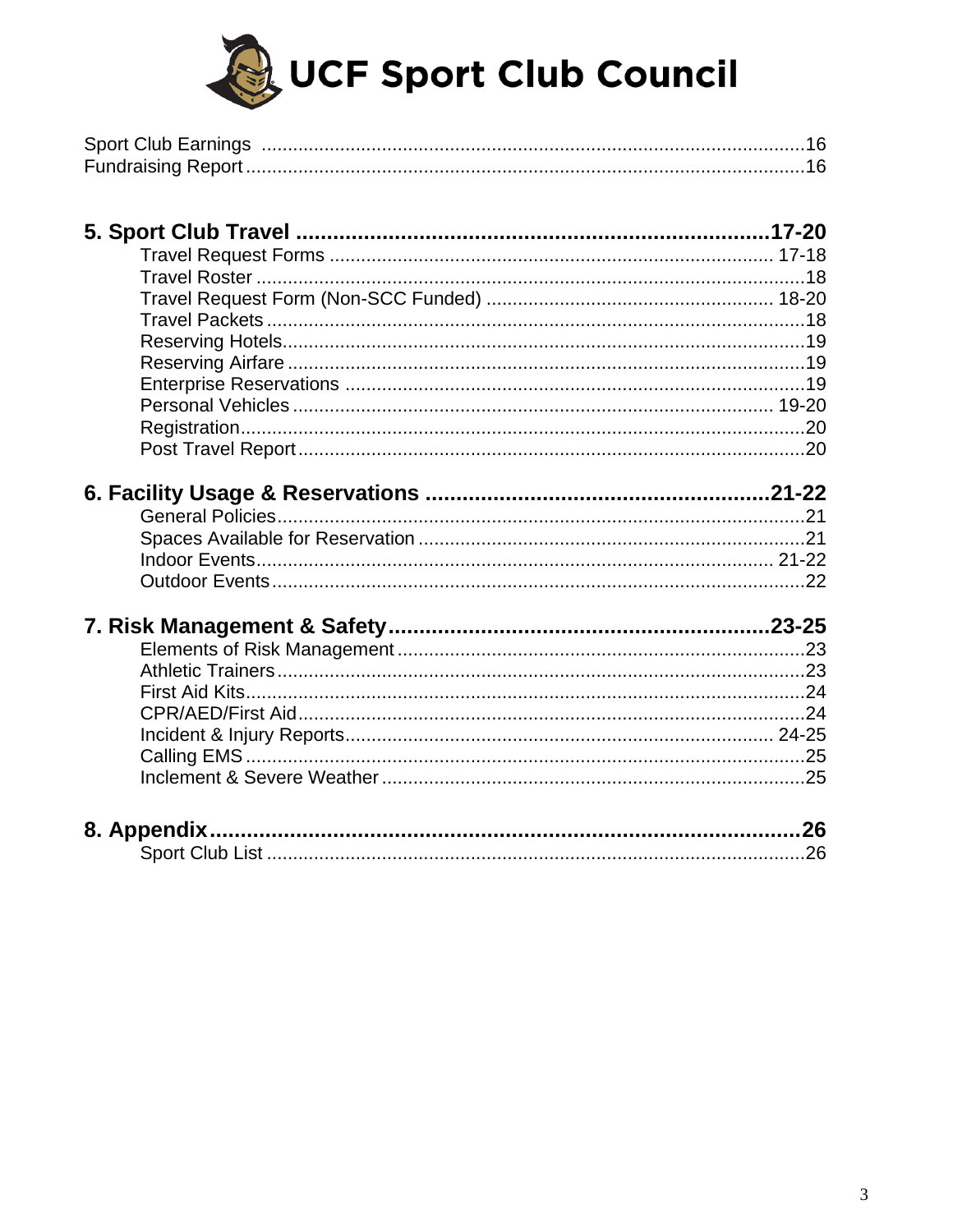# UCF Sport Club Council

Sport Club Earnings ........................................................................................................16
Fundraising Report..........................................................................................................16

**5. Sport Club Travel ........................................................................... 17-20**

- Travel Request Forms ..................................................................................... 17-18
- Travel Roster ........................................................................................................18
- Travel Request Form (Non-SCC Funded) ..................................................... 18-20
- Travel Packets ......................................................................................................18
- Reserving Hotels...................................................................................................19
- Reserving Airfare ...................................................................................................19
- Enterprise Reservations .......................................................................................19
- Personal Vehicles ............................................................................................ 19-20
- Registration...........................................................................................................20
- Post Travel Report................................................................................................20

**6. Facility Usage & Reservations ..................................................... 21-22**

- General Policies....................................................................................................21
- Spaces Available for Reservation .........................................................................21
- Indoor Events.................................................................................................... 21-22
- Outdoor Events.....................................................................................................22

**7. Risk Management & Safety........................................................... 23-25**

- Elements of Risk Management .............................................................................23
- Athletic Trainers....................................................................................................23
- First Aid Kits..........................................................................................................24
- CPR/AED/First Aid................................................................................................24
- Incident & Injury Reports.................................................................................. 24-25
- Calling EMS ..........................................................................................................25
- Inclement & Severe Weather ................................................................................25

**8. Appendix............................................................................................ 26**

- Sport Club List ......................................................................................................26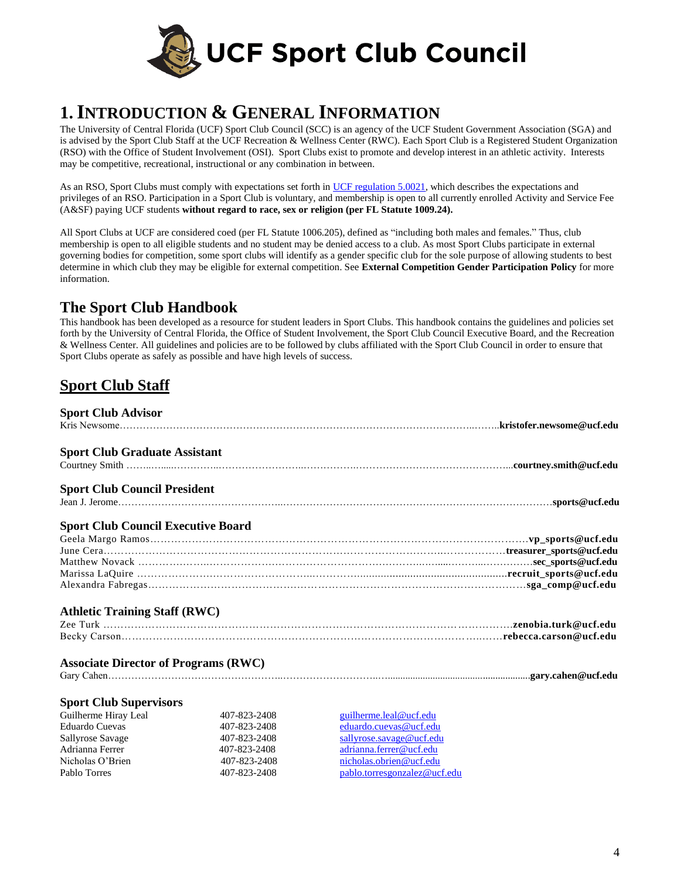# UCF Sport Club Council

# 1. Introduction & General Information

The University of Central Florida (UCF) Sport Club Council (SCC) is an agency of the UCF Student Government Association (SGA) and is advised by the Sport Club Staff at the UCF Recreation & Wellness Center (RWC). Each Sport Club is a Registered Student Organization (RSO) with the Office of Student Involvement (OSI). Sport Clubs exist to promote and develop interest in an athletic activity. Interests may be competitive, recreational, instructional or any combination in between.

As an RSO, Sport Clubs must comply with expectations set forth in UCF regulation 5.0021, which describes the expectations and privileges of an RSO. Participation in a Sport Club is voluntary, and membership is open to all currently enrolled Activity and Service Fee (A&SF) paying UCF students **without regard to race, sex or religion (per FL Statute 1009.24).**

All Sport Clubs at UCF are considered coed (per FL Statute 1006.205), defined as "including both males and females." Thus, club membership is open to all eligible students and no student may be denied access to a club. As most Sport Clubs participate in external governing bodies for competition, some sport clubs will identify as a gender specific club for the sole purpose of allowing students to best determine in which club they may be eligible for external competition. See **External Competition Gender Participation Policy** for more information.

## The Sport Club Handbook

This handbook has been developed as a resource for student leaders in Sport Clubs. This handbook contains the guidelines and policies set forth by the University of Central Florida, the Office of Student Involvement, the Sport Club Council Executive Board, and the Recreation & Wellness Center. All guidelines and policies are to be followed by clubs affiliated with the Sport Club Council in order to ensure that Sport Clubs operate as safely as possible and have high levels of success.

## Sport Club Staff

### Sport Club Advisor

Kris Newsome……**kristofer.newsome@ucf.edu**

### Sport Club Graduate Assistant

Courtney Smith……**courtney.smith@ucf.edu**

### Sport Club Council President

Jean J. Jerome……**sports@ucf.edu**

### Sport Club Council Executive Board

Geela Margo Ramos……**vp_sports@ucf.edu**
June Cera……**treasurer_sports@ucf.edu**
Matthew Novack……**sec_sports@ucf.edu**
Marissa LaQuire……**recruit_sports@ucf.edu**
Alexandra Fabregas……**sga_comp@ucf.edu**

### Athletic Training Staff (RWC)

Zee Turk……**zenobia.turk@ucf.edu**
Becky Carson……**rebecca.carson@ucf.edu**

### Associate Director of Programs (RWC)

Gary Cahen……**gary.cahen@ucf.edu**

### Sport Club Supervisors

| Name | Phone | Email |
|---|---|---|
| Guilherme Hiray Leal | 407-823-2408 | guilherme.leal@ucf.edu |
| Eduardo Cuevas | 407-823-2408 | eduardo.cuevas@ucf.edu |
| Sallyrose Savage | 407-823-2408 | sallyrose.savage@ucf.edu |
| Adrianna Ferrer | 407-823-2408 | adrianna.ferrer@ucf.edu |
| Nicholas O'Brien | 407-823-2408 | nicholas.obrien@ucf.edu |
| Pablo Torres | 407-823-2408 | pablo.torresgonzalez@ucf.edu |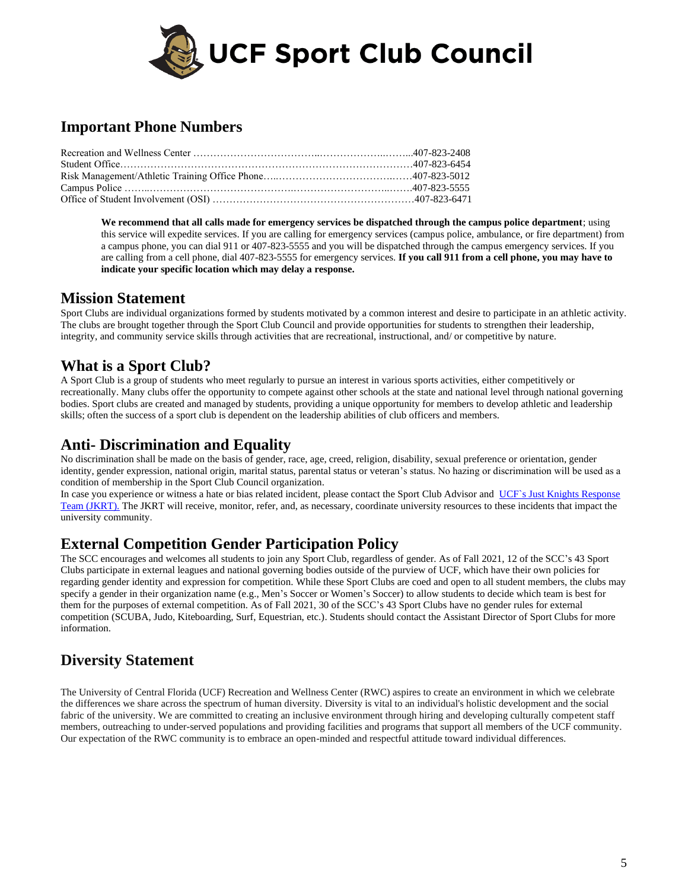# UCF Sport Club Council

## Important Phone Numbers

Recreation and Wellness Center ………………………………...………………..……...407-823-2408
Student Office……………………………………………………………………………407-823-6454
Risk Management/Athletic Training Office Phone…..…………………………..……407-823-5012
Campus Police ……..……………………………………..…………………………..……407-823-5555
Office of Student Involvement (OSI) ……………………………………………………407-823-6471

> **We recommend that all calls made for emergency services be dispatched through the campus police department**; using this service will expedite services. If you are calling for emergency services (campus police, ambulance, or fire department) from a campus phone, you can dial 911 or 407-823-5555 and you will be dispatched through the campus emergency services. If you are calling from a cell phone, dial 407-823-5555 for emergency services. **If you call 911 from a cell phone, you may have to indicate your specific location which may delay a response.**

## Mission Statement

Sport Clubs are individual organizations formed by students motivated by a common interest and desire to participate in an athletic activity. The clubs are brought together through the Sport Club Council and provide opportunities for students to strengthen their leadership, integrity, and community service skills through activities that are recreational, instructional, and/ or competitive by nature.

## What is a Sport Club?

A Sport Club is a group of students who meet regularly to pursue an interest in various sports activities, either competitively or recreationally. Many clubs offer the opportunity to compete against other schools at the state and national level through national governing bodies. Sport clubs are created and managed by students, providing a unique opportunity for members to develop athletic and leadership skills; often the success of a sport club is dependent on the leadership abilities of club officers and members.

## Anti- Discrimination and Equality

No discrimination shall be made on the basis of gender, race, age, creed, religion, disability, sexual preference or orientation, gender identity, gender expression, national origin, marital status, parental status or veteran's status. No hazing or discrimination will be used as a condition of membership in the Sport Club Council organization.
In case you experience or witness a hate or bias related incident, please contact the Sport Club Advisor and UCF`s Just Knights Response Team (JKRT). The JKRT will receive, monitor, refer, and, as necessary, coordinate university resources to these incidents that impact the university community.

## External Competition Gender Participation Policy

The SCC encourages and welcomes all students to join any Sport Club, regardless of gender. As of Fall 2021, 12 of the SCC's 43 Sport Clubs participate in external leagues and national governing bodies outside of the purview of UCF, which have their own policies for regarding gender identity and expression for competition. While these Sport Clubs are coed and open to all student members, the clubs may specify a gender in their organization name (e.g., Men's Soccer or Women's Soccer) to allow students to decide which team is best for them for the purposes of external competition. As of Fall 2021, 30 of the SCC's 43 Sport Clubs have no gender rules for external competition (SCUBA, Judo, Kiteboarding, Surf, Equestrian, etc.). Students should contact the Assistant Director of Sport Clubs for more information.

## Diversity Statement

The University of Central Florida (UCF) Recreation and Wellness Center (RWC) aspires to create an environment in which we celebrate the differences we share across the spectrum of human diversity. Diversity is vital to an individual's holistic development and the social fabric of the university. We are committed to creating an inclusive environment through hiring and developing culturally competent staff members, outreaching to under-served populations and providing facilities and programs that support all members of the UCF community. Our expectation of the RWC community is to embrace an open-minded and respectful attitude toward individual differences.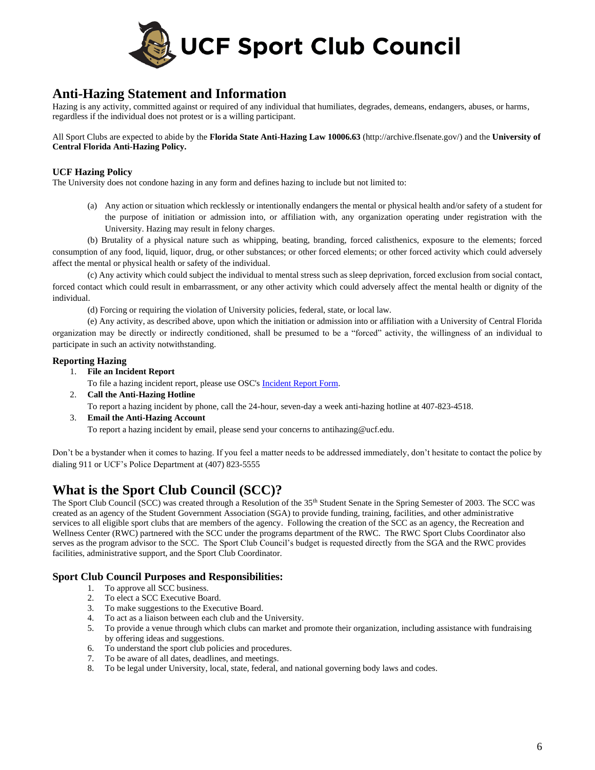# UCF Sport Club Council

## Anti-Hazing Statement and Information

Hazing is any activity, committed against or required of any individual that humiliates, degrades, demeans, endangers, abuses, or harms, regardless if the individual does not protest or is a willing participant.

All Sport Clubs are expected to abide by the **Florida State Anti-Hazing Law 10006.63** (http://archive.flsenate.gov/) and the **University of Central Florida Anti-Hazing Policy.**

### UCF Hazing Policy

The University does not condone hazing in any form and defines hazing to include but not limited to:

(a) Any action or situation which recklessly or intentionally endangers the mental or physical health and/or safety of a student for the purpose of initiation or admission into, or affiliation with, any organization operating under registration with the University. Hazing may result in felony charges.

(b) Brutality of a physical nature such as whipping, beating, branding, forced calisthenics, exposure to the elements; forced consumption of any food, liquid, liquor, drug, or other substances; or other forced elements; or other forced activity which could adversely affect the mental or physical health or safety of the individual.

(c) Any activity which could subject the individual to mental stress such as sleep deprivation, forced exclusion from social contact, forced contact which could result in embarrassment, or any other activity which could adversely affect the mental health or dignity of the individual.

(d) Forcing or requiring the violation of University policies, federal, state, or local law.

(e) Any activity, as described above, upon which the initiation or admission into or affiliation with a University of Central Florida organization may be directly or indirectly conditioned, shall be presumed to be a "forced" activity, the willingness of an individual to participate in such an activity notwithstanding.

### Reporting Hazing

1. **File an Incident Report**
   To file a hazing incident report, please use OSC's Incident Report Form.
2. **Call the Anti-Hazing Hotline**
   To report a hazing incident by phone, call the 24-hour, seven-day a week anti-hazing hotline at 407-823-4518.
3. **Email the Anti-Hazing Account**
   To report a hazing incident by email, please send your concerns to antihazing@ucf.edu.

Don't be a bystander when it comes to hazing. If you feel a matter needs to be addressed immediately, don't hesitate to contact the police by dialing 911 or UCF's Police Department at (407) 823-5555

## What is the Sport Club Council (SCC)?

The Sport Club Council (SCC) was created through a Resolution of the 35th Student Senate in the Spring Semester of 2003. The SCC was created as an agency of the Student Government Association (SGA) to provide funding, training, facilities, and other administrative services to all eligible sport clubs that are members of the agency. Following the creation of the SCC as an agency, the Recreation and Wellness Center (RWC) partnered with the SCC under the programs department of the RWC. The RWC Sport Clubs Coordinator also serves as the program advisor to the SCC. The Sport Club Council's budget is requested directly from the SGA and the RWC provides facilities, administrative support, and the Sport Club Coordinator.

### Sport Club Council Purposes and Responsibilities:

1. To approve all SCC business.
2. To elect a SCC Executive Board.
3. To make suggestions to the Executive Board.
4. To act as a liaison between each club and the University.
5. To provide a venue through which clubs can market and promote their organization, including assistance with fundraising by offering ideas and suggestions.
6. To understand the sport club policies and procedures.
7. To be aware of all dates, deadlines, and meetings.
8. To be legal under University, local, state, federal, and national governing body laws and codes.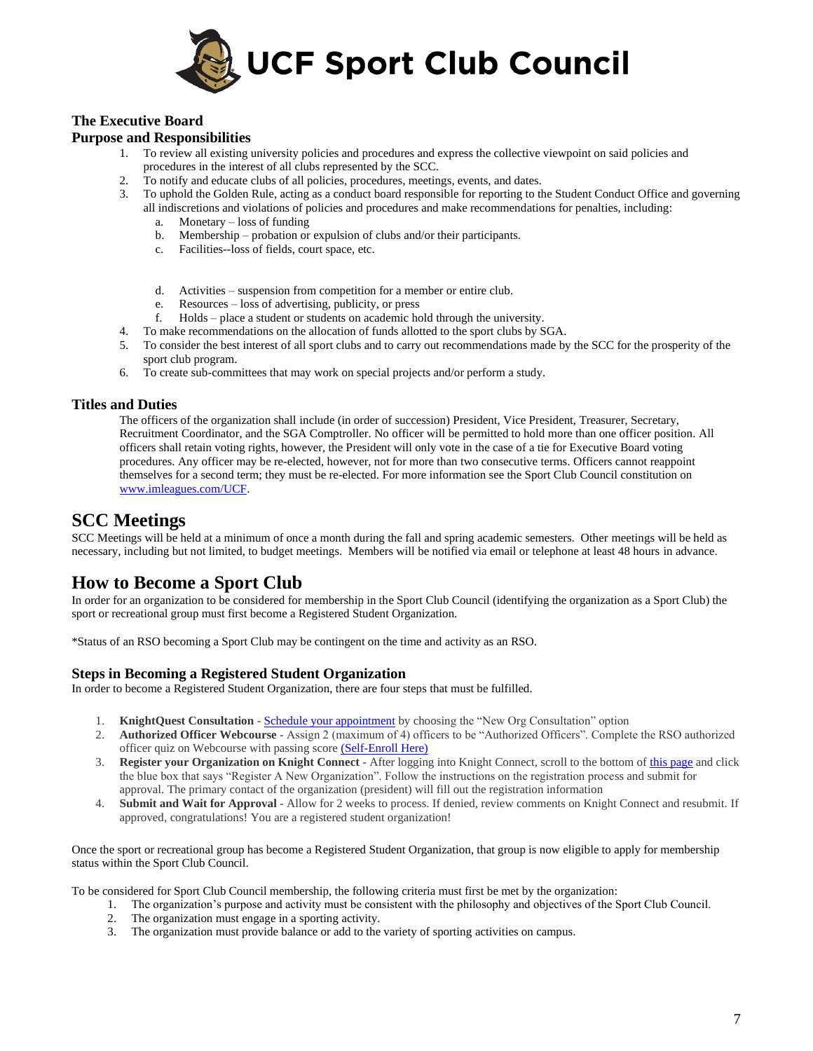### The Executive Board

### Purpose and Responsibilities

1. To review all existing university policies and procedures and express the collective viewpoint on said policies and procedures in the interest of all clubs represented by the SCC.
2. To notify and educate clubs of all policies, procedures, meetings, events, and dates.
3. To uphold the Golden Rule, acting as a conduct board responsible for reporting to the Student Conduct Office and governing all indiscretions and violations of policies and procedures and make recommendations for penalties, including:
    a. Monetary – loss of funding
    b. Membership – probation or expulsion of clubs and/or their participants.
    c. Facilities--loss of fields, court space, etc.
    d. Activities – suspension from competition for a member or entire club.
    e. Resources – loss of advertising, publicity, or press
    f. Holds – place a student or students on academic hold through the university.
4. To make recommendations on the allocation of funds allotted to the sport clubs by SGA.
5. To consider the best interest of all sport clubs and to carry out recommendations made by the SCC for the prosperity of the sport club program.
6. To create sub-committees that may work on special projects and/or perform a study.

### Titles and Duties

The officers of the organization shall include (in order of succession) President, Vice President, Treasurer, Secretary, Recruitment Coordinator, and the SGA Comptroller. No officer will be permitted to hold more than one officer position. All officers shall retain voting rights, however, the President will only vote in the case of a tie for Executive Board voting procedures. Any officer may be re-elected, however, not for more than two consecutive terms. Officers cannot reappoint themselves for a second term; they must be re-elected. For more information see the Sport Club Council constitution on www.imleagues.com/UCF.

## SCC Meetings

SCC Meetings will be held at a minimum of once a month during the fall and spring academic semesters. Other meetings will be held as necessary, including but not limited, to budget meetings. Members will be notified via email or telephone at least 48 hours in advance.

## How to Become a Sport Club

In order for an organization to be considered for membership in the Sport Club Council (identifying the organization as a Sport Club) the sport or recreational group must first become a Registered Student Organization.

*Status of an RSO becoming a Sport Club may be contingent on the time and activity as an RSO.

### Steps in Becoming a Registered Student Organization

In order to become a Registered Student Organization, there are four steps that must be fulfilled.

1. **KnightQuest Consultation** - Schedule your appointment by choosing the "New Org Consultation" option
2. **Authorized Officer Webcourse** - Assign 2 (maximum of 4) officers to be "Authorized Officers". Complete the RSO authorized officer quiz on Webcourse with passing score (Self-Enroll Here)
3. **Register your Organization on Knight Connect** - After logging into Knight Connect, scroll to the bottom of this page and click the blue box that says "Register A New Organization". Follow the instructions on the registration process and submit for approval. The primary contact of the organization (president) will fill out the registration information
4. **Submit and Wait for Approval** - Allow for 2 weeks to process. If denied, review comments on Knight Connect and resubmit. If approved, congratulations! You are a registered student organization!

Once the sport or recreational group has become a Registered Student Organization, that group is now eligible to apply for membership status within the Sport Club Council.

To be considered for Sport Club Council membership, the following criteria must first be met by the organization:

1. The organization's purpose and activity must be consistent with the philosophy and objectives of the Sport Club Council.
2. The organization must engage in a sporting activity.
3. The organization must provide balance or add to the variety of sporting activities on campus.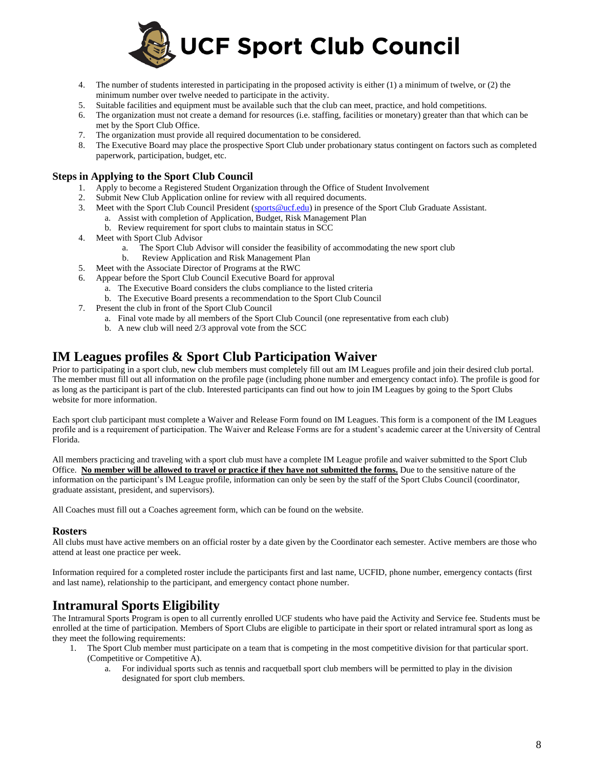4. The number of students interested in participating in the proposed activity is either (1) a minimum of twelve, or (2) the minimum number over twelve needed to participate in the activity.
5. Suitable facilities and equipment must be available such that the club can meet, practice, and hold competitions.
6. The organization must not create a demand for resources (i.e. staffing, facilities or monetary) greater than that which can be met by the Sport Club Office.
7. The organization must provide all required documentation to be considered.
8. The Executive Board may place the prospective Sport Club under probationary status contingent on factors such as completed paperwork, participation, budget, etc.

### Steps in Applying to the Sport Club Council

1. Apply to become a Registered Student Organization through the Office of Student Involvement
2. Submit New Club Application online for review with all required documents.
3. Meet with the Sport Club Council President (sports@ucf.edu) in presence of the Sport Club Graduate Assistant.
   a. Assist with completion of Application, Budget, Risk Management Plan
   b. Review requirement for sport clubs to maintain status in SCC
4. Meet with Sport Club Advisor
   a. The Sport Club Advisor will consider the feasibility of accommodating the new sport club
   b. Review Application and Risk Management Plan
5. Meet with the Associate Director of Programs at the RWC
6. Appear before the Sport Club Council Executive Board for approval
   a. The Executive Board considers the clubs compliance to the listed criteria
   b. The Executive Board presents a recommendation to the Sport Club Council
7. Present the club in front of the Sport Club Council
   a. Final vote made by all members of the Sport Club Council (one representative from each club)
   b. A new club will need 2/3 approval vote from the SCC

## IM Leagues profiles & Sport Club Participation Waiver

Prior to participating in a sport club, new club members must completely fill out am IM Leagues profile and join their desired club portal. The member must fill out all information on the profile page (including phone number and emergency contact info). The profile is good for as long as the participant is part of the club. Interested participants can find out how to join IM Leagues by going to the Sport Clubs website for more information.

Each sport club participant must complete a Waiver and Release Form found on IM Leagues. This form is a component of the IM Leagues profile and is a requirement of participation. The Waiver and Release Forms are for a student's academic career at the University of Central Florida.

All members practicing and traveling with a sport club must have a complete IM League profile and waiver submitted to the Sport Club Office. **No member will be allowed to travel or practice if they have not submitted the forms.** Due to the sensitive nature of the information on the participant's IM League profile, information can only be seen by the staff of the Sport Clubs Council (coordinator, graduate assistant, president, and supervisors).

All Coaches must fill out a Coaches agreement form, which can be found on the website.

### Rosters

All clubs must have active members on an official roster by a date given by the Coordinator each semester. Active members are those who attend at least one practice per week.

Information required for a completed roster include the participants first and last name, UCFID, phone number, emergency contacts (first and last name), relationship to the participant, and emergency contact phone number.

## Intramural Sports Eligibility

The Intramural Sports Program is open to all currently enrolled UCF students who have paid the Activity and Service fee. Students must be enrolled at the time of participation. Members of Sport Clubs are eligible to participate in their sport or related intramural sport as long as they meet the following requirements:

1. The Sport Club member must participate on a team that is competing in the most competitive division for that particular sport. (Competitive or Competitive A).
   a. For individual sports such as tennis and racquetball sport club members will be permitted to play in the division designated for sport club members.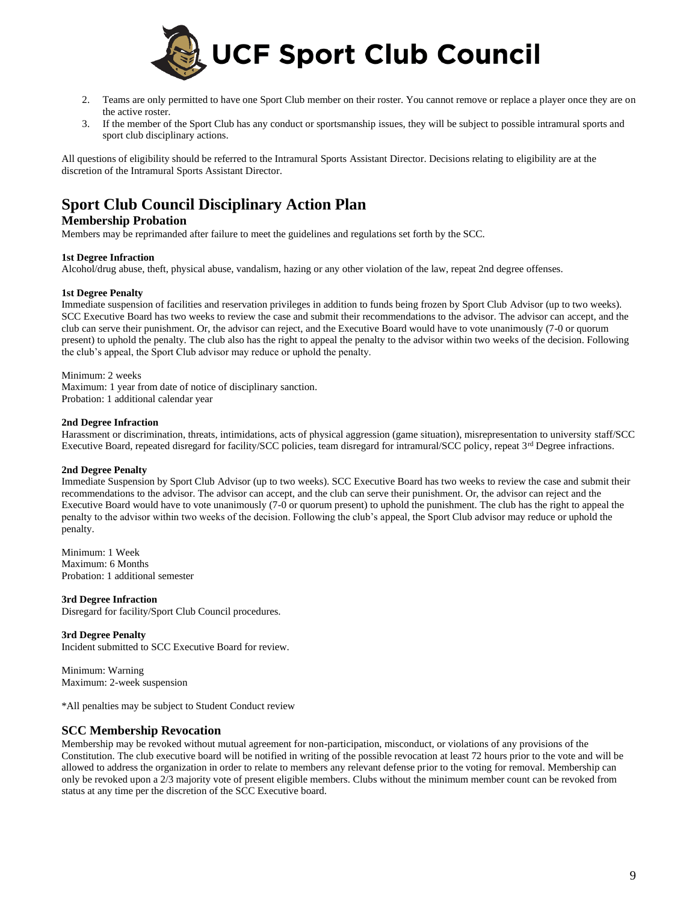2. Teams are only permitted to have one Sport Club member on their roster. You cannot remove or replace a player once they are on the active roster.
3. If the member of the Sport Club has any conduct or sportsmanship issues, they will be subject to possible intramural sports and sport club disciplinary actions.

All questions of eligibility should be referred to the Intramural Sports Assistant Director. Decisions relating to eligibility are at the discretion of the Intramural Sports Assistant Director.

# Sport Club Council Disciplinary Action Plan

## Membership Probation

Members may be reprimanded after failure to meet the guidelines and regulations set forth by the SCC.

**1st Degree Infraction**
Alcohol/drug abuse, theft, physical abuse, vandalism, hazing or any other violation of the law, repeat 2nd degree offenses.

**1st Degree Penalty**
Immediate suspension of facilities and reservation privileges in addition to funds being frozen by Sport Club Advisor (up to two weeks). SCC Executive Board has two weeks to review the case and submit their recommendations to the advisor. The advisor can accept, and the club can serve their punishment. Or, the advisor can reject, and the Executive Board would have to vote unanimously (7-0 or quorum present) to uphold the penalty. The club also has the right to appeal the penalty to the advisor within two weeks of the decision. Following the club's appeal, the Sport Club advisor may reduce or uphold the penalty.

Minimum: 2 weeks
Maximum: 1 year from date of notice of disciplinary sanction.
Probation: 1 additional calendar year

**2nd Degree Infraction**
Harassment or discrimination, threats, intimidations, acts of physical aggression (game situation), misrepresentation to university staff/SCC Executive Board, repeated disregard for facility/SCC policies, team disregard for intramural/SCC policy, repeat 3rd Degree infractions.

**2nd Degree Penalty**
Immediate Suspension by Sport Club Advisor (up to two weeks). SCC Executive Board has two weeks to review the case and submit their recommendations to the advisor. The advisor can accept, and the club can serve their punishment. Or, the advisor can reject and the Executive Board would have to vote unanimously (7-0 or quorum present) to uphold the punishment. The club has the right to appeal the penalty to the advisor within two weeks of the decision. Following the club's appeal, the Sport Club advisor may reduce or uphold the penalty.

Minimum: 1 Week
Maximum: 6 Months
Probation: 1 additional semester

**3rd Degree Infraction**
Disregard for facility/Sport Club Council procedures.

**3rd Degree Penalty**
Incident submitted to SCC Executive Board for review.

Minimum: Warning
Maximum: 2-week suspension

*All penalties may be subject to Student Conduct review

## SCC Membership Revocation

Membership may be revoked without mutual agreement for non-participation, misconduct, or violations of any provisions of the Constitution. The club executive board will be notified in writing of the possible revocation at least 72 hours prior to the vote and will be allowed to address the organization in order to relate to members any relevant defense prior to the voting for removal. Membership can only be revoked upon a 2/3 majority vote of present eligible members. Clubs without the minimum member count can be revoked from status at any time per the discretion of the SCC Executive board.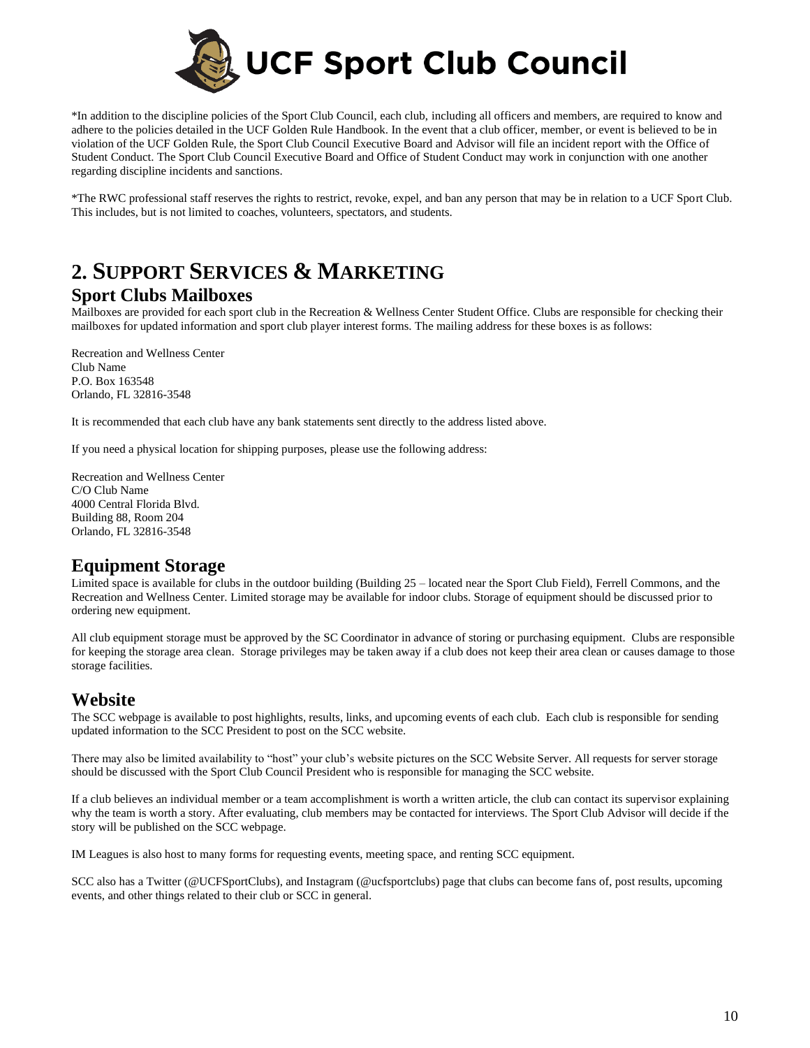*In addition to the discipline policies of the Sport Club Council, each club, including all officers and members, are required to know and adhere to the policies detailed in the UCF Golden Rule Handbook. In the event that a club officer, member, or event is believed to be in violation of the UCF Golden Rule, the Sport Club Council Executive Board and Advisor will file an incident report with the Office of Student Conduct. The Sport Club Council Executive Board and Office of Student Conduct may work in conjunction with one another regarding discipline incidents and sanctions.

*The RWC professional staff reserves the rights to restrict, revoke, expel, and ban any person that may be in relation to a UCF Sport Club. This includes, but is not limited to coaches, volunteers, spectators, and students.

# 2. SUPPORT SERVICES & MARKETING

## Sport Clubs Mailboxes

Mailboxes are provided for each sport club in the Recreation & Wellness Center Student Office. Clubs are responsible for checking their mailboxes for updated information and sport club player interest forms. The mailing address for these boxes is as follows:

Recreation and Wellness Center
Club Name
P.O. Box 163548
Orlando, FL 32816-3548

It is recommended that each club have any bank statements sent directly to the address listed above.

If you need a physical location for shipping purposes, please use the following address:

Recreation and Wellness Center
C/O Club Name
4000 Central Florida Blvd.
Building 88, Room 204
Orlando, FL 32816-3548

## Equipment Storage

Limited space is available for clubs in the outdoor building (Building 25 – located near the Sport Club Field), Ferrell Commons, and the Recreation and Wellness Center. Limited storage may be available for indoor clubs. Storage of equipment should be discussed prior to ordering new equipment.

All club equipment storage must be approved by the SC Coordinator in advance of storing or purchasing equipment. Clubs are responsible for keeping the storage area clean. Storage privileges may be taken away if a club does not keep their area clean or causes damage to those storage facilities.

## Website

The SCC webpage is available to post highlights, results, links, and upcoming events of each club. Each club is responsible for sending updated information to the SCC President to post on the SCC website.

There may also be limited availability to "host" your club's website pictures on the SCC Website Server. All requests for server storage should be discussed with the Sport Club Council President who is responsible for managing the SCC website.

If a club believes an individual member or a team accomplishment is worth a written article, the club can contact its supervisor explaining why the team is worth a story. After evaluating, club members may be contacted for interviews. The Sport Club Advisor will decide if the story will be published on the SCC webpage.

IM Leagues is also host to many forms for requesting events, meeting space, and renting SCC equipment.

SCC also has a Twitter (@UCFSportClubs), and Instagram (@ucfsportclubs) page that clubs can become fans of, post results, upcoming events, and other things related to their club or SCC in general.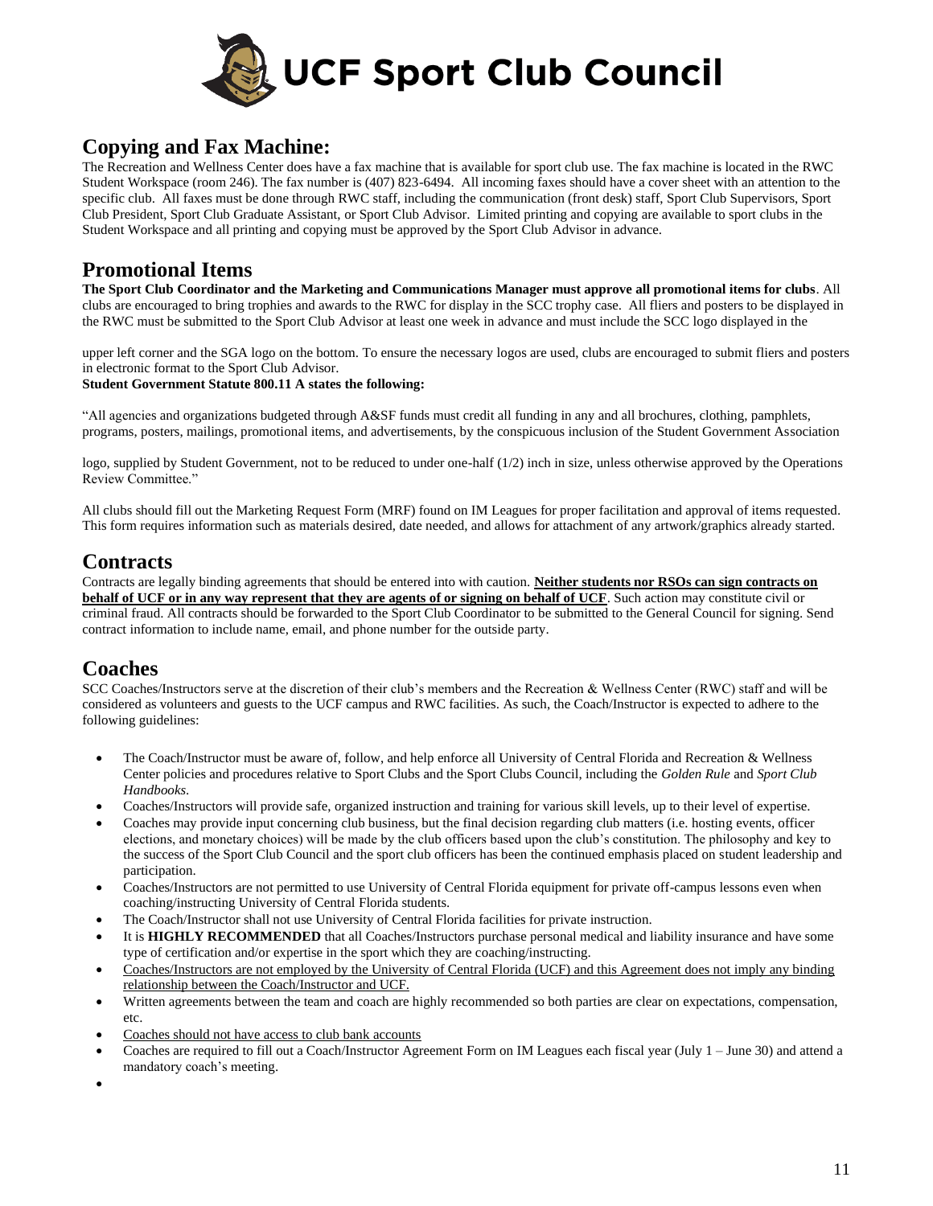## Copying and Fax Machine:

The Recreation and Wellness Center does have a fax machine that is available for sport club use. The fax machine is located in the RWC Student Workspace (room 246). The fax number is (407) 823-6494. All incoming faxes should have a cover sheet with an attention to the specific club. All faxes must be done through RWC staff, including the communication (front desk) staff, Sport Club Supervisors, Sport Club President, Sport Club Graduate Assistant, or Sport Club Advisor. Limited printing and copying are available to sport clubs in the Student Workspace and all printing and copying must be approved by the Sport Club Advisor in advance.

## Promotional Items

**The Sport Club Coordinator and the Marketing and Communications Manager must approve all promotional items for clubs**. All clubs are encouraged to bring trophies and awards to the RWC for display in the SCC trophy case. All fliers and posters to be displayed in the RWC must be submitted to the Sport Club Advisor at least one week in advance and must include the SCC logo displayed in the upper left corner and the SGA logo on the bottom. To ensure the necessary logos are used, clubs are encouraged to submit fliers and posters in electronic format to the Sport Club Advisor.

**Student Government Statute 800.11 A states the following:**

"All agencies and organizations budgeted through A&SF funds must credit all funding in any and all brochures, clothing, pamphlets, programs, posters, mailings, promotional items, and advertisements, by the conspicuous inclusion of the Student Government Association logo, supplied by Student Government, not to be reduced to under one-half (1/2) inch in size, unless otherwise approved by the Operations Review Committee."

All clubs should fill out the Marketing Request Form (MRF) found on IM Leagues for proper facilitation and approval of items requested. This form requires information such as materials desired, date needed, and allows for attachment of any artwork/graphics already started.

## Contracts

Contracts are legally binding agreements that should be entered into with caution. **Neither students nor RSOs can sign contracts on behalf of UCF or in any way represent that they are agents of or signing on behalf of UCF**. Such action may constitute civil or criminal fraud. All contracts should be forwarded to the Sport Club Coordinator to be submitted to the General Council for signing. Send contract information to include name, email, and phone number for the outside party.

## Coaches

SCC Coaches/Instructors serve at the discretion of their club's members and the Recreation & Wellness Center (RWC) staff and will be considered as volunteers and guests to the UCF campus and RWC facilities. As such, the Coach/Instructor is expected to adhere to the following guidelines:

- The Coach/Instructor must be aware of, follow, and help enforce all University of Central Florida and Recreation & Wellness Center policies and procedures relative to Sport Clubs and the Sport Clubs Council, including the *Golden Rule* and *Sport Club Handbooks*.
- Coaches/Instructors will provide safe, organized instruction and training for various skill levels, up to their level of expertise.
- Coaches may provide input concerning club business, but the final decision regarding club matters (i.e. hosting events, officer elections, and monetary choices) will be made by the club officers based upon the club's constitution. The philosophy and key to the success of the Sport Club Council and the sport club officers has been the continued emphasis placed on student leadership and participation.
- Coaches/Instructors are not permitted to use University of Central Florida equipment for private off-campus lessons even when coaching/instructing University of Central Florida students.
- The Coach/Instructor shall not use University of Central Florida facilities for private instruction.
- It is **HIGHLY RECOMMENDED** that all Coaches/Instructors purchase personal medical and liability insurance and have some type of certification and/or expertise in the sport which they are coaching/instructing.
- Coaches/Instructors are not employed by the University of Central Florida (UCF) and this Agreement does not imply any binding relationship between the Coach/Instructor and UCF.
- Written agreements between the team and coach are highly recommended so both parties are clear on expectations, compensation, etc.
- Coaches should not have access to club bank accounts
- Coaches are required to fill out a Coach/Instructor Agreement Form on IM Leagues each fiscal year (July 1 – June 30) and attend a mandatory coach's meeting.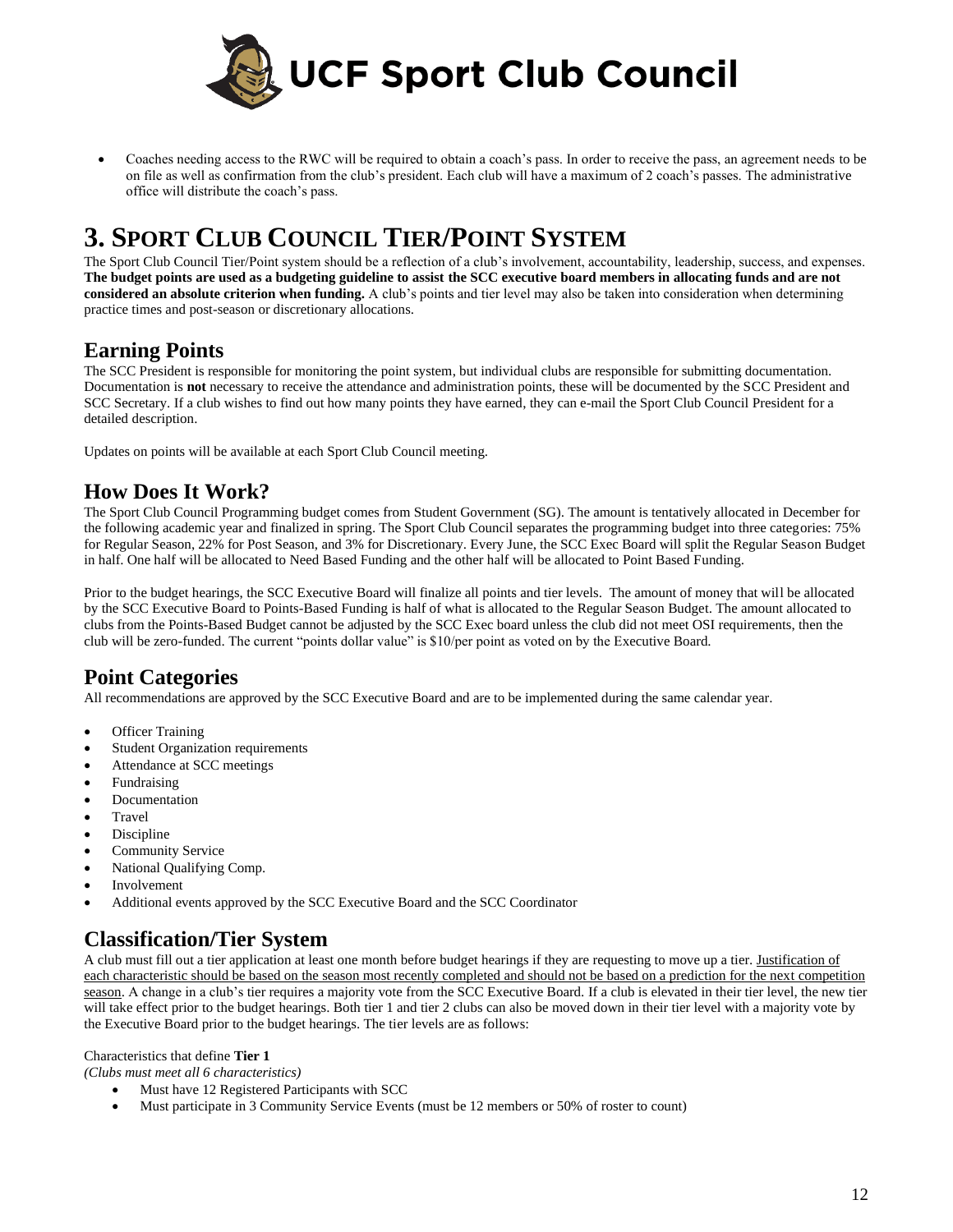- Coaches needing access to the RWC will be required to obtain a coach's pass. In order to receive the pass, an agreement needs to be on file as well as confirmation from the club's president. Each club will have a maximum of 2 coach's passes. The administrative office will distribute the coach's pass.

# 3. Sport Club Council Tier/Point System

The Sport Club Council Tier/Point system should be a reflection of a club's involvement, accountability, leadership, success, and expenses. **The budget points are used as a budgeting guideline to assist the SCC executive board members in allocating funds and are not considered an absolute criterion when funding.** A club's points and tier level may also be taken into consideration when determining practice times and post-season or discretionary allocations.

## Earning Points

The SCC President is responsible for monitoring the point system, but individual clubs are responsible for submitting documentation. Documentation is **not** necessary to receive the attendance and administration points, these will be documented by the SCC President and SCC Secretary. If a club wishes to find out how many points they have earned, they can e-mail the Sport Club Council President for a detailed description.

Updates on points will be available at each Sport Club Council meeting.

## How Does It Work?

The Sport Club Council Programming budget comes from Student Government (SG). The amount is tentatively allocated in December for the following academic year and finalized in spring. The Sport Club Council separates the programming budget into three categories: 75% for Regular Season, 22% for Post Season, and 3% for Discretionary. Every June, the SCC Exec Board will split the Regular Season Budget in half. One half will be allocated to Need Based Funding and the other half will be allocated to Point Based Funding.

Prior to the budget hearings, the SCC Executive Board will finalize all points and tier levels. The amount of money that will be allocated by the SCC Executive Board to Points-Based Funding is half of what is allocated to the Regular Season Budget. The amount allocated to clubs from the Points-Based Budget cannot be adjusted by the SCC Exec board unless the club did not meet OSI requirements, then the club will be zero-funded. The current "points dollar value" is $10/per point as voted on by the Executive Board.

## Point Categories

All recommendations are approved by the SCC Executive Board and are to be implemented during the same calendar year.

- Officer Training
- Student Organization requirements
- Attendance at SCC meetings
- Fundraising
- Documentation
- Travel
- Discipline
- Community Service
- National Qualifying Comp.
- Involvement
- Additional events approved by the SCC Executive Board and the SCC Coordinator

## Classification/Tier System

A club must fill out a tier application at least one month before budget hearings if they are requesting to move up a tier. <u>Justification of each characteristic should be based on the season most recently completed and should not be based on a prediction for the next competition season</u>. A change in a club's tier requires a majority vote from the SCC Executive Board. If a club is elevated in their tier level, the new tier will take effect prior to the budget hearings. Both tier 1 and tier 2 clubs can also be moved down in their tier level with a majority vote by the Executive Board prior to the budget hearings. The tier levels are as follows:

Characteristics that define **Tier 1**
*(Clubs must meet all 6 characteristics)*

- Must have 12 Registered Participants with SCC
- Must participate in 3 Community Service Events (must be 12 members or 50% of roster to count)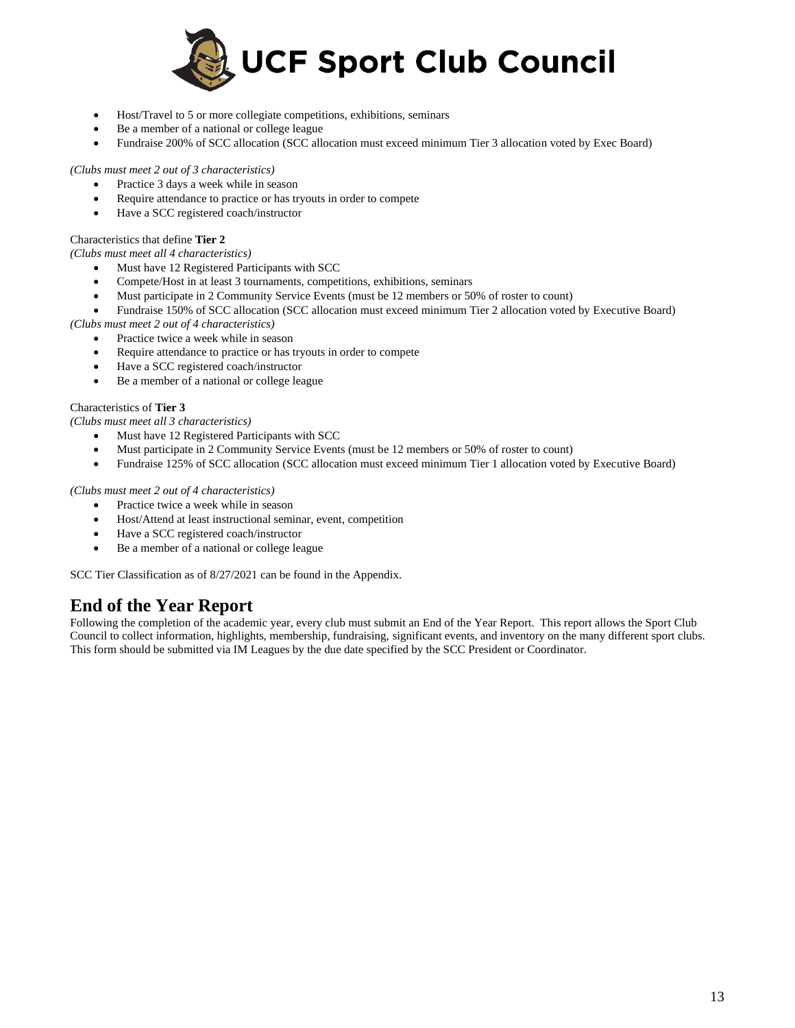- Host/Travel to 5 or more collegiate competitions, exhibitions, seminars
- Be a member of a national or college league
- Fundraise 200% of SCC allocation (SCC allocation must exceed minimum Tier 3 allocation voted by Exec Board)

*(Clubs must meet 2 out of 3 characteristics)*

- Practice 3 days a week while in season
- Require attendance to practice or has tryouts in order to compete
- Have a SCC registered coach/instructor

Characteristics that define **Tier 2**

*(Clubs must meet all 4 characteristics)*

- Must have 12 Registered Participants with SCC
- Compete/Host in at least 3 tournaments, competitions, exhibitions, seminars
- Must participate in 2 Community Service Events (must be 12 members or 50% of roster to count)
- Fundraise 150% of SCC allocation (SCC allocation must exceed minimum Tier 2 allocation voted by Executive Board)

*(Clubs must meet 2 out of 4 characteristics)*

- Practice twice a week while in season
- Require attendance to practice or has tryouts in order to compete
- Have a SCC registered coach/instructor
- Be a member of a national or college league

Characteristics of **Tier 3**

*(Clubs must meet all 3 characteristics)*

- Must have 12 Registered Participants with SCC
- Must participate in 2 Community Service Events (must be 12 members or 50% of roster to count)
- Fundraise 125% of SCC allocation (SCC allocation must exceed minimum Tier 1 allocation voted by Executive Board)

*(Clubs must meet 2 out of 4 characteristics)*

- Practice twice a week while in season
- Host/Attend at least instructional seminar, event, competition
- Have a SCC registered coach/instructor
- Be a member of a national or college league

SCC Tier Classification as of 8/27/2021 can be found in the Appendix.

## End of the Year Report

Following the completion of the academic year, every club must submit an End of the Year Report. This report allows the Sport Club Council to collect information, highlights, membership, fundraising, significant events, and inventory on the many different sport clubs. This form should be submitted via IM Leagues by the due date specified by the SCC President or Coordinator.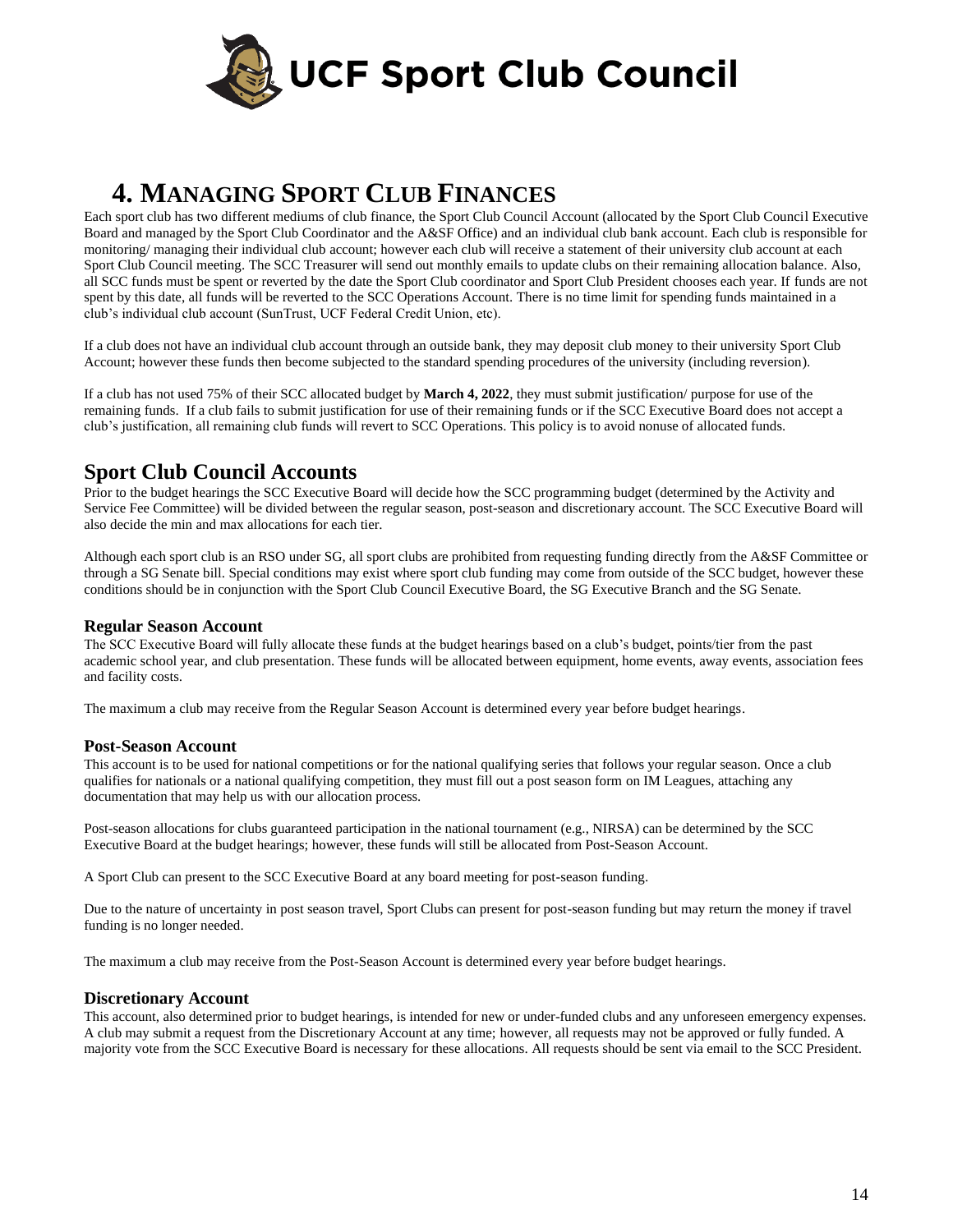# 4. MANAGING SPORT CLUB FINANCES

Each sport club has two different mediums of club finance, the Sport Club Council Account (allocated by the Sport Club Council Executive Board and managed by the Sport Club Coordinator and the A&SF Office) and an individual club bank account. Each club is responsible for monitoring/ managing their individual club account; however each club will receive a statement of their university club account at each Sport Club Council meeting. The SCC Treasurer will send out monthly emails to update clubs on their remaining allocation balance. Also, all SCC funds must be spent or reverted by the date the Sport Club coordinator and Sport Club President chooses each year. If funds are not spent by this date, all funds will be reverted to the SCC Operations Account. There is no time limit for spending funds maintained in a club's individual club account (SunTrust, UCF Federal Credit Union, etc).

If a club does not have an individual club account through an outside bank, they may deposit club money to their university Sport Club Account; however these funds then become subjected to the standard spending procedures of the university (including reversion).

If a club has not used 75% of their SCC allocated budget by **March 4, 2022**, they must submit justification/ purpose for use of the remaining funds. If a club fails to submit justification for use of their remaining funds or if the SCC Executive Board does not accept a club's justification, all remaining club funds will revert to SCC Operations. This policy is to avoid nonuse of allocated funds.

## Sport Club Council Accounts

Prior to the budget hearings the SCC Executive Board will decide how the SCC programming budget (determined by the Activity and Service Fee Committee) will be divided between the regular season, post-season and discretionary account. The SCC Executive Board will also decide the min and max allocations for each tier.

Although each sport club is an RSO under SG, all sport clubs are prohibited from requesting funding directly from the A&SF Committee or through a SG Senate bill. Special conditions may exist where sport club funding may come from outside of the SCC budget, however these conditions should be in conjunction with the Sport Club Council Executive Board, the SG Executive Branch and the SG Senate.

### Regular Season Account

The SCC Executive Board will fully allocate these funds at the budget hearings based on a club's budget, points/tier from the past academic school year, and club presentation. These funds will be allocated between equipment, home events, away events, association fees and facility costs.

The maximum a club may receive from the Regular Season Account is determined every year before budget hearings.

### Post-Season Account

This account is to be used for national competitions or for the national qualifying series that follows your regular season. Once a club qualifies for nationals or a national qualifying competition, they must fill out a post season form on IM Leagues, attaching any documentation that may help us with our allocation process.

Post-season allocations for clubs guaranteed participation in the national tournament (e.g., NIRSA) can be determined by the SCC Executive Board at the budget hearings; however, these funds will still be allocated from Post-Season Account.

A Sport Club can present to the SCC Executive Board at any board meeting for post-season funding.

Due to the nature of uncertainty in post season travel, Sport Clubs can present for post-season funding but may return the money if travel funding is no longer needed.

The maximum a club may receive from the Post-Season Account is determined every year before budget hearings.

### Discretionary Account

This account, also determined prior to budget hearings, is intended for new or under-funded clubs and any unforeseen emergency expenses. A club may submit a request from the Discretionary Account at any time; however, all requests may not be approved or fully funded. A majority vote from the SCC Executive Board is necessary for these allocations. All requests should be sent via email to the SCC President.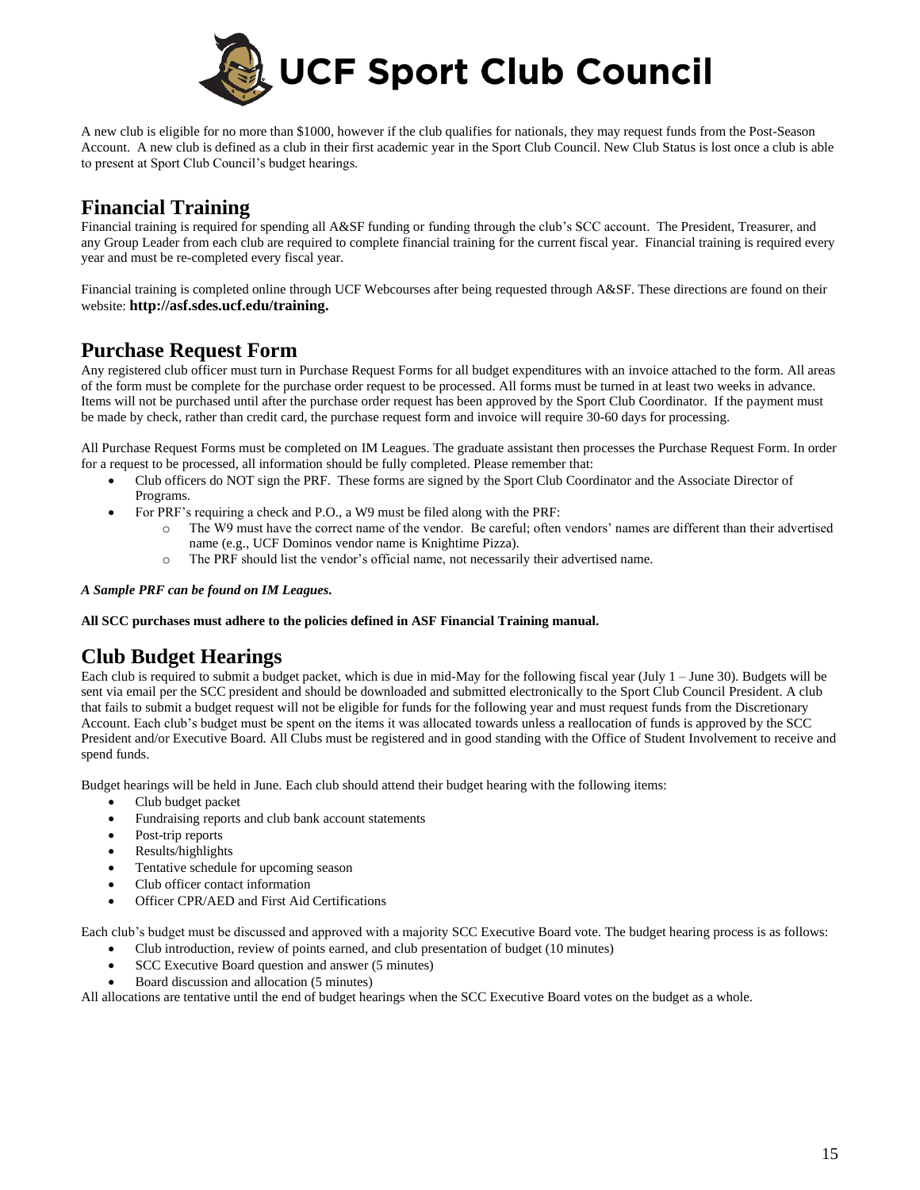A new club is eligible for no more than $1000, however if the club qualifies for nationals, they may request funds from the Post-Season Account. A new club is defined as a club in their first academic year in the Sport Club Council. New Club Status is lost once a club is able to present at Sport Club Council's budget hearings.

## Financial Training

Financial training is required for spending all A&SF funding or funding through the club's SCC account. The President, Treasurer, and any Group Leader from each club are required to complete financial training for the current fiscal year. Financial training is required every year and must be re-completed every fiscal year.

Financial training is completed online through UCF Webcourses after being requested through A&SF. These directions are found on their website: **http://asf.sdes.ucf.edu/training.**

## Purchase Request Form

Any registered club officer must turn in Purchase Request Forms for all budget expenditures with an invoice attached to the form. All areas of the form must be complete for the purchase order request to be processed. All forms must be turned in at least two weeks in advance. Items will not be purchased until after the purchase order request has been approved by the Sport Club Coordinator. If the payment must be made by check, rather than credit card, the purchase request form and invoice will require 30-60 days for processing.

All Purchase Request Forms must be completed on IM Leagues. The graduate assistant then processes the Purchase Request Form. In order for a request to be processed, all information should be fully completed. Please remember that:

- Club officers do NOT sign the PRF. These forms are signed by the Sport Club Coordinator and the Associate Director of Programs.
- For PRF's requiring a check and P.O., a W9 must be filed along with the PRF:
  - The W9 must have the correct name of the vendor. Be careful; often vendors' names are different than their advertised name (e.g., UCF Dominos vendor name is Knightime Pizza).
  - The PRF should list the vendor's official name, not necessarily their advertised name.

***A Sample PRF can be found on IM Leagues.***

**All SCC purchases must adhere to the policies defined in ASF Financial Training manual.**

## Club Budget Hearings

Each club is required to submit a budget packet, which is due in mid-May for the following fiscal year (July 1 – June 30). Budgets will be sent via email per the SCC president and should be downloaded and submitted electronically to the Sport Club Council President. A club that fails to submit a budget request will not be eligible for funds for the following year and must request funds from the Discretionary Account. Each club's budget must be spent on the items it was allocated towards unless a reallocation of funds is approved by the SCC President and/or Executive Board. All Clubs must be registered and in good standing with the Office of Student Involvement to receive and spend funds.

Budget hearings will be held in June. Each club should attend their budget hearing with the following items:

- Club budget packet
- Fundraising reports and club bank account statements
- Post-trip reports
- Results/highlights
- Tentative schedule for upcoming season
- Club officer contact information
- Officer CPR/AED and First Aid Certifications

Each club's budget must be discussed and approved with a majority SCC Executive Board vote. The budget hearing process is as follows:

- Club introduction, review of points earned, and club presentation of budget (10 minutes)
- SCC Executive Board question and answer (5 minutes)
- Board discussion and allocation (5 minutes)

All allocations are tentative until the end of budget hearings when the SCC Executive Board votes on the budget as a whole.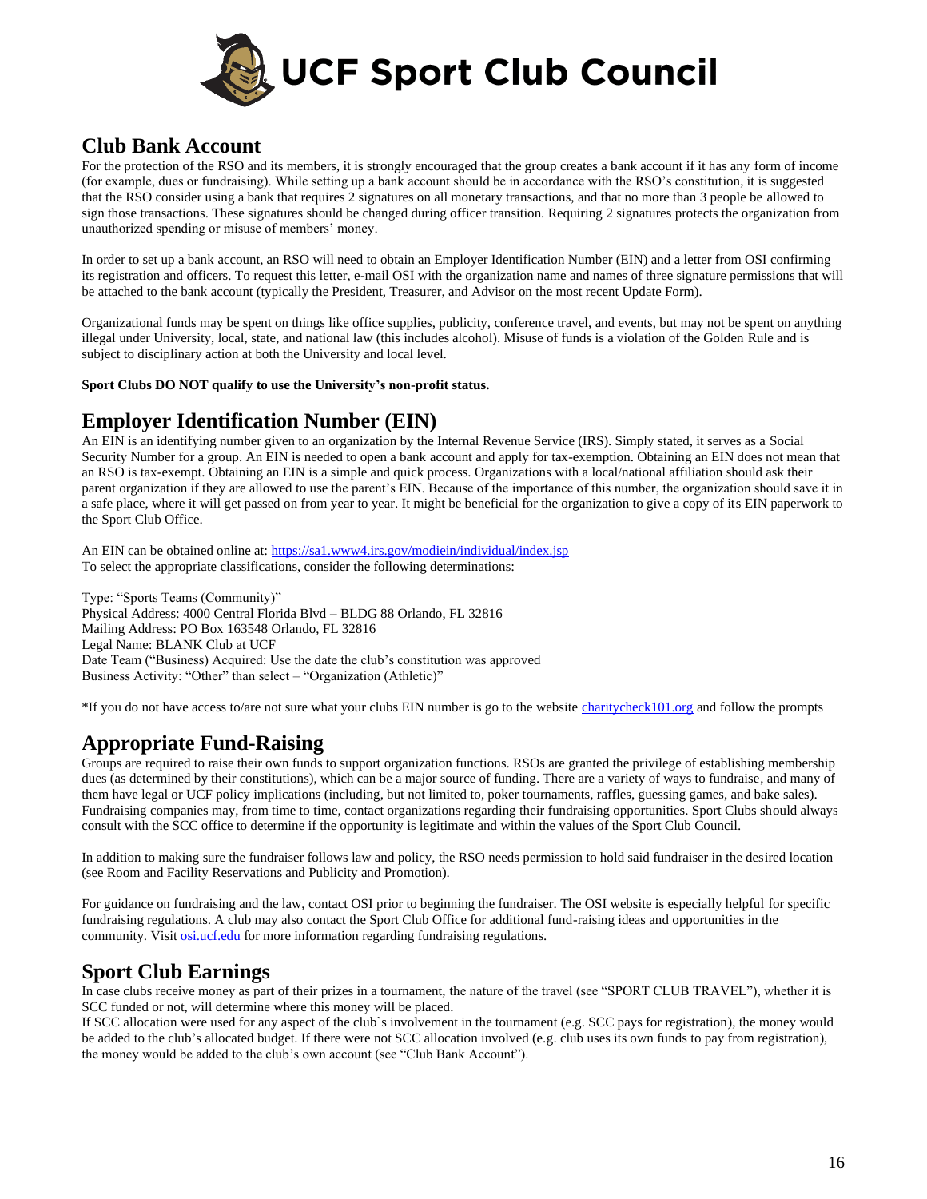## Club Bank Account

For the protection of the RSO and its members, it is strongly encouraged that the group creates a bank account if it has any form of income (for example, dues or fundraising). While setting up a bank account should be in accordance with the RSO's constitution, it is suggested that the RSO consider using a bank that requires 2 signatures on all monetary transactions, and that no more than 3 people be allowed to sign those transactions. These signatures should be changed during officer transition. Requiring 2 signatures protects the organization from unauthorized spending or misuse of members' money.

In order to set up a bank account, an RSO will need to obtain an Employer Identification Number (EIN) and a letter from OSI confirming its registration and officers. To request this letter, e-mail OSI with the organization name and names of three signature permissions that will be attached to the bank account (typically the President, Treasurer, and Advisor on the most recent Update Form).

Organizational funds may be spent on things like office supplies, publicity, conference travel, and events, but may not be spent on anything illegal under University, local, state, and national law (this includes alcohol). Misuse of funds is a violation of the Golden Rule and is subject to disciplinary action at both the University and local level.

**Sport Clubs DO NOT qualify to use the University's non-profit status.**

## Employer Identification Number (EIN)

An EIN is an identifying number given to an organization by the Internal Revenue Service (IRS). Simply stated, it serves as a Social Security Number for a group. An EIN is needed to open a bank account and apply for tax-exemption. Obtaining an EIN does not mean that an RSO is tax-exempt. Obtaining an EIN is a simple and quick process. Organizations with a local/national affiliation should ask their parent organization if they are allowed to use the parent's EIN. Because of the importance of this number, the organization should save it in a safe place, where it will get passed on from year to year. It might be beneficial for the organization to give a copy of its EIN paperwork to the Sport Club Office.

An EIN can be obtained online at: [https://sa1.www4.irs.gov/modiein/individual/index.jsp](https://sa1.www4.irs.gov/modiein/individual/index.jsp)
To select the appropriate classifications, consider the following determinations:

Type: "Sports Teams (Community)"
Physical Address: 4000 Central Florida Blvd – BLDG 88 Orlando, FL 32816
Mailing Address: PO Box 163548 Orlando, FL 32816
Legal Name: BLANK Club at UCF
Date Team ("Business) Acquired: Use the date the club's constitution was approved
Business Activity: "Other" than select – "Organization (Athletic)"

*If you do not have access to/are not sure what your clubs EIN number is go to the website [charitycheck101.org](charitycheck101.org) and follow the prompts

## Appropriate Fund-Raising

Groups are required to raise their own funds to support organization functions. RSOs are granted the privilege of establishing membership dues (as determined by their constitutions), which can be a major source of funding. There are a variety of ways to fundraise, and many of them have legal or UCF policy implications (including, but not limited to, poker tournaments, raffles, guessing games, and bake sales). Fundraising companies may, from time to time, contact organizations regarding their fundraising opportunities. Sport Clubs should always consult with the SCC office to determine if the opportunity is legitimate and within the values of the Sport Club Council.

In addition to making sure the fundraiser follows law and policy, the RSO needs permission to hold said fundraiser in the desired location (see Room and Facility Reservations and Publicity and Promotion).

For guidance on fundraising and the law, contact OSI prior to beginning the fundraiser. The OSI website is especially helpful for specific fundraising regulations. A club may also contact the Sport Club Office for additional fund-raising ideas and opportunities in the community. Visit [osi.ucf.edu](osi.ucf.edu) for more information regarding fundraising regulations.

## Sport Club Earnings

In case clubs receive money as part of their prizes in a tournament, the nature of the travel (see "SPORT CLUB TRAVEL"), whether it is SCC funded or not, will determine where this money will be placed.
If SCC allocation were used for any aspect of the club`s involvement in the tournament (e.g. SCC pays for registration), the money would be added to the club's allocated budget. If there were not SCC allocation involved (e.g. club uses its own funds to pay from registration), the money would be added to the club's own account (see "Club Bank Account").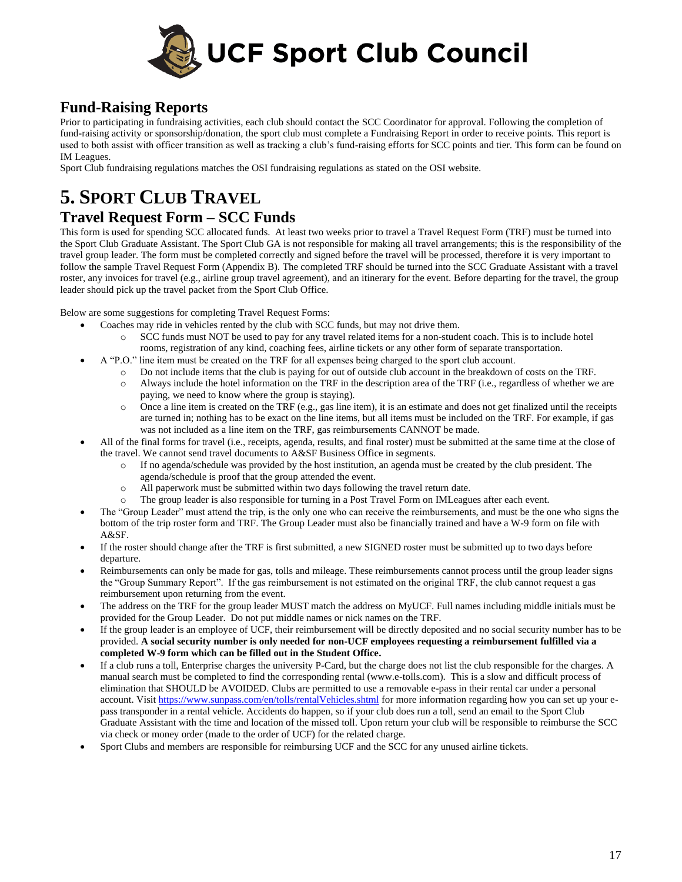# UCF Sport Club Council

## Fund-Raising Reports

Prior to participating in fundraising activities, each club should contact the SCC Coordinator for approval. Following the completion of fund-raising activity or sponsorship/donation, the sport club must complete a Fundraising Report in order to receive points. This report is used to both assist with officer transition as well as tracking a club's fund-raising efforts for SCC points and tier. This form can be found on IM Leagues.

Sport Club fundraising regulations matches the OSI fundraising regulations as stated on the OSI website.

# 5. Sport Club Travel

## Travel Request Form – SCC Funds

This form is used for spending SCC allocated funds. At least two weeks prior to travel a Travel Request Form (TRF) must be turned into the Sport Club Graduate Assistant. The Sport Club GA is not responsible for making all travel arrangements; this is the responsibility of the travel group leader. The form must be completed correctly and signed before the travel will be processed, therefore it is very important to follow the sample Travel Request Form (Appendix B). The completed TRF should be turned into the SCC Graduate Assistant with a travel roster, any invoices for travel (e.g., airline group travel agreement), and an itinerary for the event. Before departing for the travel, the group leader should pick up the travel packet from the Sport Club Office.

Below are some suggestions for completing Travel Request Forms:

- Coaches may ride in vehicles rented by the club with SCC funds, but may not drive them.
  - SCC funds must NOT be used to pay for any travel related items for a non-student coach. This is to include hotel rooms, registration of any kind, coaching fees, airline tickets or any other form of separate transportation.
- A "P.O." line item must be created on the TRF for all expenses being charged to the sport club account.
  - Do not include items that the club is paying for out of outside club account in the breakdown of costs on the TRF.
  - Always include the hotel information on the TRF in the description area of the TRF (i.e., regardless of whether we are paying, we need to know where the group is staying).
  - Once a line item is created on the TRF (e.g., gas line item), it is an estimate and does not get finalized until the receipts are turned in; nothing has to be exact on the line items, but all items must be included on the TRF. For example, if gas was not included as a line item on the TRF, gas reimbursements CANNOT be made.
- All of the final forms for travel (i.e., receipts, agenda, results, and final roster) must be submitted at the same time at the close of the travel. We cannot send travel documents to A&SF Business Office in segments.
  - If no agenda/schedule was provided by the host institution, an agenda must be created by the club president. The agenda/schedule is proof that the group attended the event.
  - All paperwork must be submitted within two days following the travel return date.
  - The group leader is also responsible for turning in a Post Travel Form on IMLeagues after each event.
- The "Group Leader" must attend the trip, is the only one who can receive the reimbursements, and must be the one who signs the bottom of the trip roster form and TRF. The Group Leader must also be financially trained and have a W-9 form on file with A&SF.
- If the roster should change after the TRF is first submitted, a new SIGNED roster must be submitted up to two days before departure.
- Reimbursements can only be made for gas, tolls and mileage. These reimbursements cannot process until the group leader signs the "Group Summary Report". If the gas reimbursement is not estimated on the original TRF, the club cannot request a gas reimbursement upon returning from the event.
- The address on the TRF for the group leader MUST match the address on MyUCF. Full names including middle initials must be provided for the Group Leader. Do not put middle names or nick names on the TRF.
- If the group leader is an employee of UCF, their reimbursement will be directly deposited and no social security number has to be provided. **A social security number is only needed for non-UCF employees requesting a reimbursement fulfilled via a completed W-9 form which can be filled out in the Student Office.**
- If a club runs a toll, Enterprise charges the university P-Card, but the charge does not list the club responsible for the charges. A manual search must be completed to find the corresponding rental (www.e-tolls.com). This is a slow and difficult process of elimination that SHOULD be AVOIDED. Clubs are permitted to use a removable e-pass in their rental car under a personal account. Visit https://www.sunpass.com/en/tolls/rentalVehicles.shtml for more information regarding how you can set up your e-pass transponder in a rental vehicle. Accidents do happen, so if your club does run a toll, send an email to the Sport Club Graduate Assistant with the time and location of the missed toll. Upon return your club will be responsible to reimburse the SCC via check or money order (made to the order of UCF) for the related charge.
- Sport Clubs and members are responsible for reimbursing UCF and the SCC for any unused airline tickets.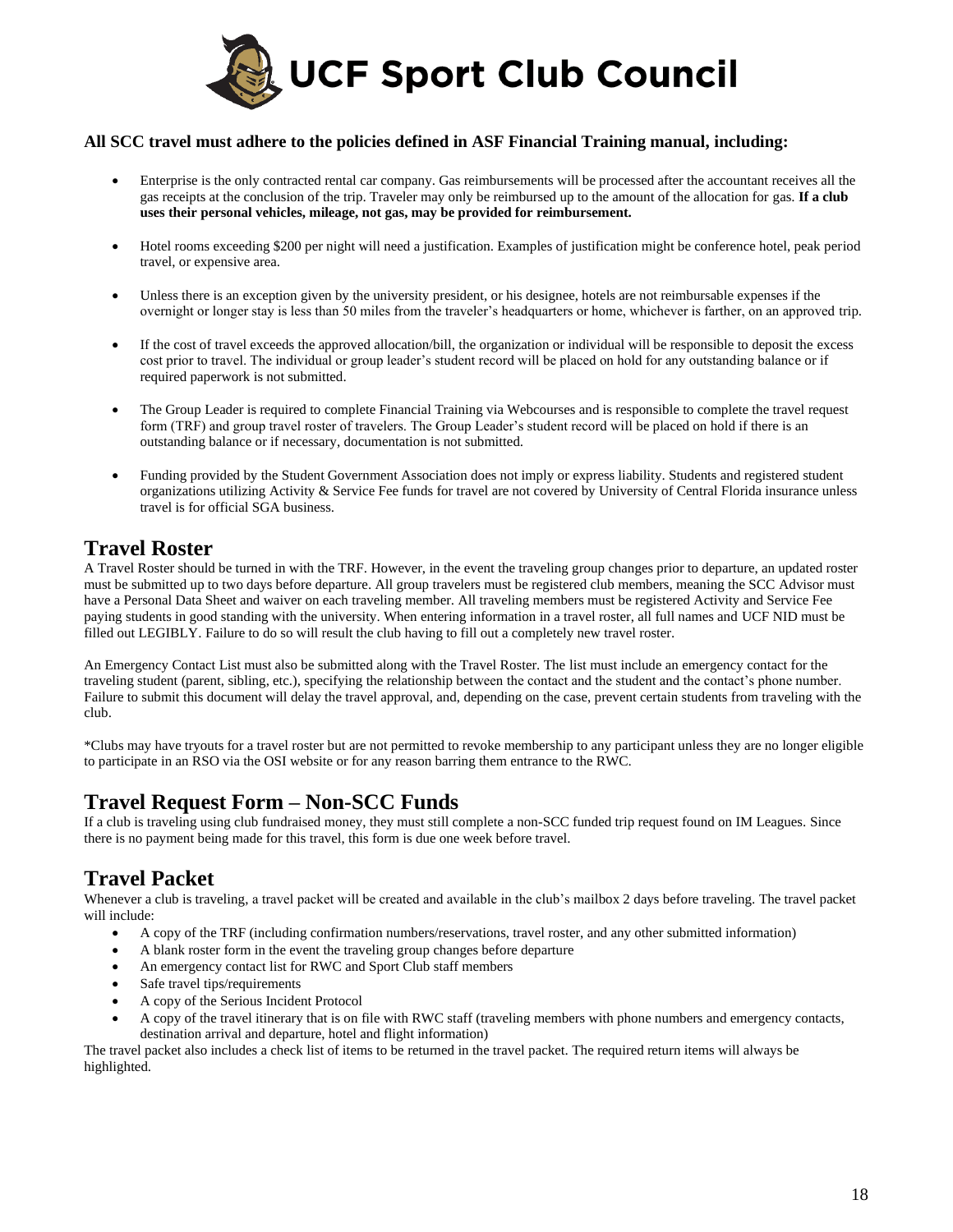**All SCC travel must adhere to the policies defined in ASF Financial Training manual, including:**

- Enterprise is the only contracted rental car company. Gas reimbursements will be processed after the accountant receives all the gas receipts at the conclusion of the trip. Traveler may only be reimbursed up to the amount of the allocation for gas. **If a club uses their personal vehicles, mileage, not gas, may be provided for reimbursement.**
- Hotel rooms exceeding $200 per night will need a justification. Examples of justification might be conference hotel, peak period travel, or expensive area.
- Unless there is an exception given by the university president, or his designee, hotels are not reimbursable expenses if the overnight or longer stay is less than 50 miles from the traveler's headquarters or home, whichever is farther, on an approved trip.
- If the cost of travel exceeds the approved allocation/bill, the organization or individual will be responsible to deposit the excess cost prior to travel. The individual or group leader's student record will be placed on hold for any outstanding balance or if required paperwork is not submitted.
- The Group Leader is required to complete Financial Training via Webcourses and is responsible to complete the travel request form (TRF) and group travel roster of travelers. The Group Leader's student record will be placed on hold if there is an outstanding balance or if necessary, documentation is not submitted.
- Funding provided by the Student Government Association does not imply or express liability. Students and registered student organizations utilizing Activity & Service Fee funds for travel are not covered by University of Central Florida insurance unless travel is for official SGA business.

## Travel Roster

A Travel Roster should be turned in with the TRF. However, in the event the traveling group changes prior to departure, an updated roster must be submitted up to two days before departure. All group travelers must be registered club members, meaning the SCC Advisor must have a Personal Data Sheet and waiver on each traveling member. All traveling members must be registered Activity and Service Fee paying students in good standing with the university. When entering information in a travel roster, all full names and UCF NID must be filled out LEGIBLY. Failure to do so will result the club having to fill out a completely new travel roster.

An Emergency Contact List must also be submitted along with the Travel Roster. The list must include an emergency contact for the traveling student (parent, sibling, etc.), specifying the relationship between the contact and the student and the contact's phone number. Failure to submit this document will delay the travel approval, and, depending on the case, prevent certain students from traveling with the club.

*Clubs may have tryouts for a travel roster but are not permitted to revoke membership to any participant unless they are no longer eligible to participate in an RSO via the OSI website or for any reason barring them entrance to the RWC.

## Travel Request Form – Non-SCC Funds

If a club is traveling using club fundraised money, they must still complete a non-SCC funded trip request found on IM Leagues. Since there is no payment being made for this travel, this form is due one week before travel.

## Travel Packet

Whenever a club is traveling, a travel packet will be created and available in the club's mailbox 2 days before traveling. The travel packet will include:

- A copy of the TRF (including confirmation numbers/reservations, travel roster, and any other submitted information)
- A blank roster form in the event the traveling group changes before departure
- An emergency contact list for RWC and Sport Club staff members
- Safe travel tips/requirements
- A copy of the Serious Incident Protocol
- A copy of the travel itinerary that is on file with RWC staff (traveling members with phone numbers and emergency contacts, destination arrival and departure, hotel and flight information)

The travel packet also includes a check list of items to be returned in the travel packet. The required return items will always be highlighted.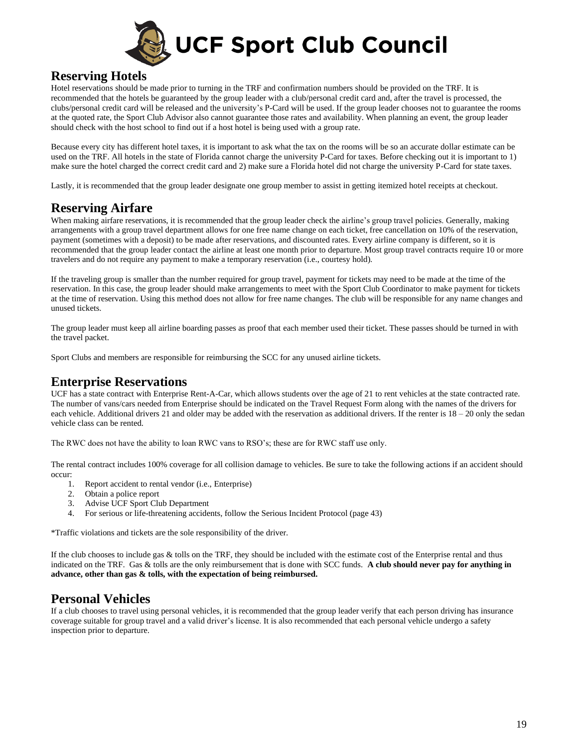## Reserving Hotels

Hotel reservations should be made prior to turning in the TRF and confirmation numbers should be provided on the TRF. It is recommended that the hotels be guaranteed by the group leader with a club/personal credit card and, after the travel is processed, the clubs/personal credit card will be released and the university's P-Card will be used. If the group leader chooses not to guarantee the rooms at the quoted rate, the Sport Club Advisor also cannot guarantee those rates and availability. When planning an event, the group leader should check with the host school to find out if a host hotel is being used with a group rate.

Because every city has different hotel taxes, it is important to ask what the tax on the rooms will be so an accurate dollar estimate can be used on the TRF. All hotels in the state of Florida cannot charge the university P-Card for taxes. Before checking out it is important to 1) make sure the hotel charged the correct credit card and 2) make sure a Florida hotel did not charge the university P-Card for state taxes.

Lastly, it is recommended that the group leader designate one group member to assist in getting itemized hotel receipts at checkout.

## Reserving Airfare

When making airfare reservations, it is recommended that the group leader check the airline's group travel policies. Generally, making arrangements with a group travel department allows for one free name change on each ticket, free cancellation on 10% of the reservation, payment (sometimes with a deposit) to be made after reservations, and discounted rates. Every airline company is different, so it is recommended that the group leader contact the airline at least one month prior to departure. Most group travel contracts require 10 or more travelers and do not require any payment to make a temporary reservation (i.e., courtesy hold).

If the traveling group is smaller than the number required for group travel, payment for tickets may need to be made at the time of the reservation. In this case, the group leader should make arrangements to meet with the Sport Club Coordinator to make payment for tickets at the time of reservation. Using this method does not allow for free name changes. The club will be responsible for any name changes and unused tickets.

The group leader must keep all airline boarding passes as proof that each member used their ticket. These passes should be turned in with the travel packet.

Sport Clubs and members are responsible for reimbursing the SCC for any unused airline tickets.

## Enterprise Reservations

UCF has a state contract with Enterprise Rent-A-Car, which allows students over the age of 21 to rent vehicles at the state contracted rate. The number of vans/cars needed from Enterprise should be indicated on the Travel Request Form along with the names of the drivers for each vehicle. Additional drivers 21 and older may be added with the reservation as additional drivers. If the renter is 18 – 20 only the sedan vehicle class can be rented.

The RWC does not have the ability to loan RWC vans to RSO's; these are for RWC staff use only.

The rental contract includes 100% coverage for all collision damage to vehicles. Be sure to take the following actions if an accident should occur:

1. Report accident to rental vendor (i.e., Enterprise)
2. Obtain a police report
3. Advise UCF Sport Club Department
4. For serious or life-threatening accidents, follow the Serious Incident Protocol (page 43)

*Traffic violations and tickets are the sole responsibility of the driver.

If the club chooses to include gas & tolls on the TRF, they should be included with the estimate cost of the Enterprise rental and thus indicated on the TRF. Gas & tolls are the only reimbursement that is done with SCC funds. **A club should never pay for anything in advance, other than gas & tolls, with the expectation of being reimbursed.**

## Personal Vehicles

If a club chooses to travel using personal vehicles, it is recommended that the group leader verify that each person driving has insurance coverage suitable for group travel and a valid driver's license. It is also recommended that each personal vehicle undergo a safety inspection prior to departure.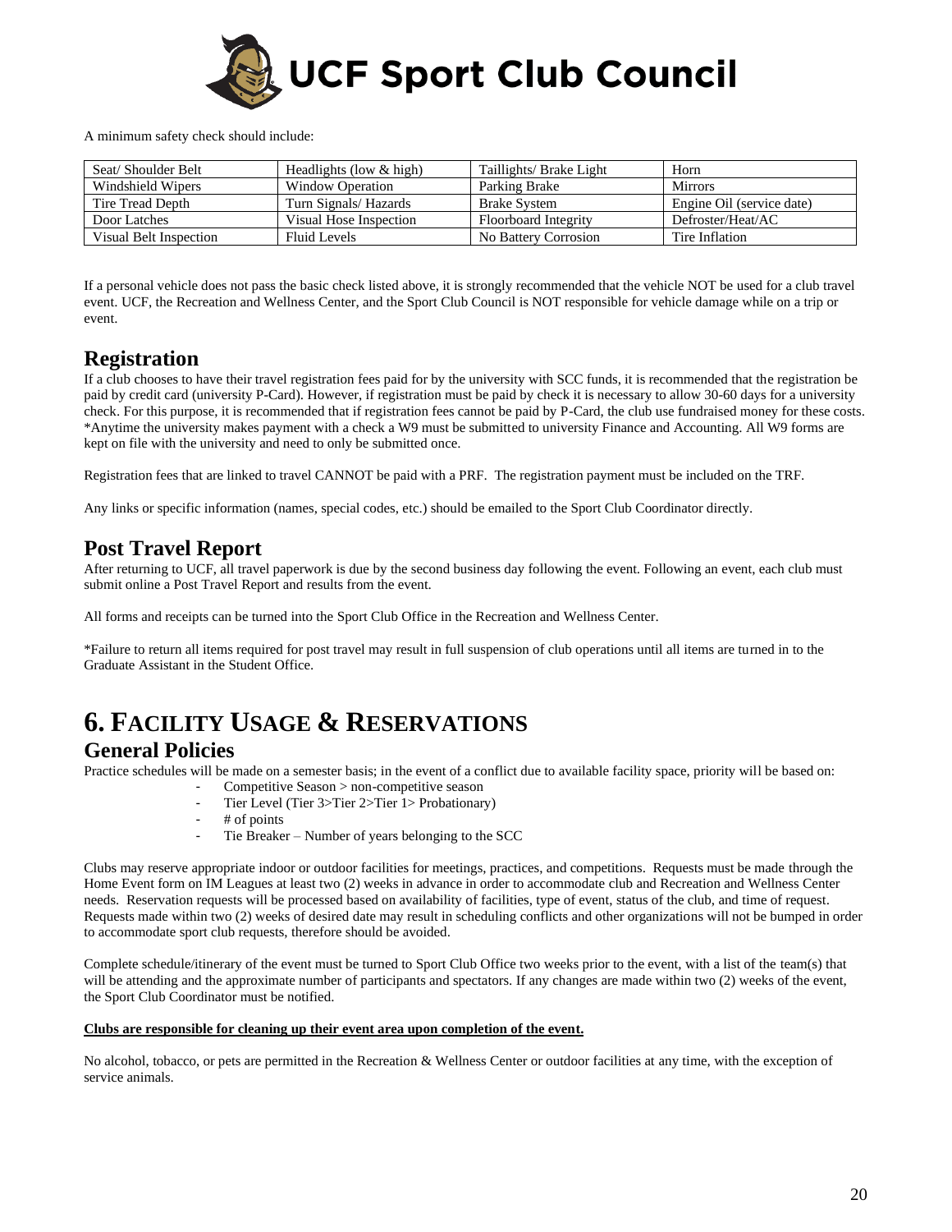A minimum safety check should include:

| Seat/ Shoulder Belt | Headlights (low & high) | Taillights/ Brake Light | Horn |
|---|---|---|---|
| Windshield Wipers | Window Operation | Parking Brake | Mirrors |
| Tire Tread Depth | Turn Signals/ Hazards | Brake System | Engine Oil (service date) |
| Door Latches | Visual Hose Inspection | Floorboard Integrity | Defroster/Heat/AC |
| Visual Belt Inspection | Fluid Levels | No Battery Corrosion | Tire Inflation |

If a personal vehicle does not pass the basic check listed above, it is strongly recommended that the vehicle NOT be used for a club travel event. UCF, the Recreation and Wellness Center, and the Sport Club Council is NOT responsible for vehicle damage while on a trip or event.

## Registration

If a club chooses to have their travel registration fees paid for by the university with SCC funds, it is recommended that the registration be paid by credit card (university P-Card). However, if registration must be paid by check it is necessary to allow 30-60 days for a university check. For this purpose, it is recommended that if registration fees cannot be paid by P-Card, the club use fundraised money for these costs. *Anytime the university makes payment with a check a W9 must be submitted to university Finance and Accounting. All W9 forms are kept on file with the university and need to only be submitted once.

Registration fees that are linked to travel CANNOT be paid with a PRF. The registration payment must be included on the TRF.

Any links or specific information (names, special codes, etc.) should be emailed to the Sport Club Coordinator directly.

## Post Travel Report

After returning to UCF, all travel paperwork is due by the second business day following the event. Following an event, each club must submit online a Post Travel Report and results from the event.

All forms and receipts can be turned into the Sport Club Office in the Recreation and Wellness Center.

*Failure to return all items required for post travel may result in full suspension of club operations until all items are turned in to the Graduate Assistant in the Student Office.

# 6. Facility Usage & Reservations

## General Policies

Practice schedules will be made on a semester basis; in the event of a conflict due to available facility space, priority will be based on:

- Competitive Season > non-competitive season
- Tier Level (Tier 3>Tier 2>Tier 1> Probationary)
- # of points
- Tie Breaker – Number of years belonging to the SCC

Clubs may reserve appropriate indoor or outdoor facilities for meetings, practices, and competitions. Requests must be made through the Home Event form on IM Leagues at least two (2) weeks in advance in order to accommodate club and Recreation and Wellness Center needs. Reservation requests will be processed based on availability of facilities, type of event, status of the club, and time of request. Requests made within two (2) weeks of desired date may result in scheduling conflicts and other organizations will not be bumped in order to accommodate sport club requests, therefore should be avoided.

Complete schedule/itinerary of the event must be turned to Sport Club Office two weeks prior to the event, with a list of the team(s) that will be attending and the approximate number of participants and spectators. If any changes are made within two (2) weeks of the event, the Sport Club Coordinator must be notified.

**Clubs are responsible for cleaning up their event area upon completion of the event.**

No alcohol, tobacco, or pets are permitted in the Recreation & Wellness Center or outdoor facilities at any time, with the exception of service animals.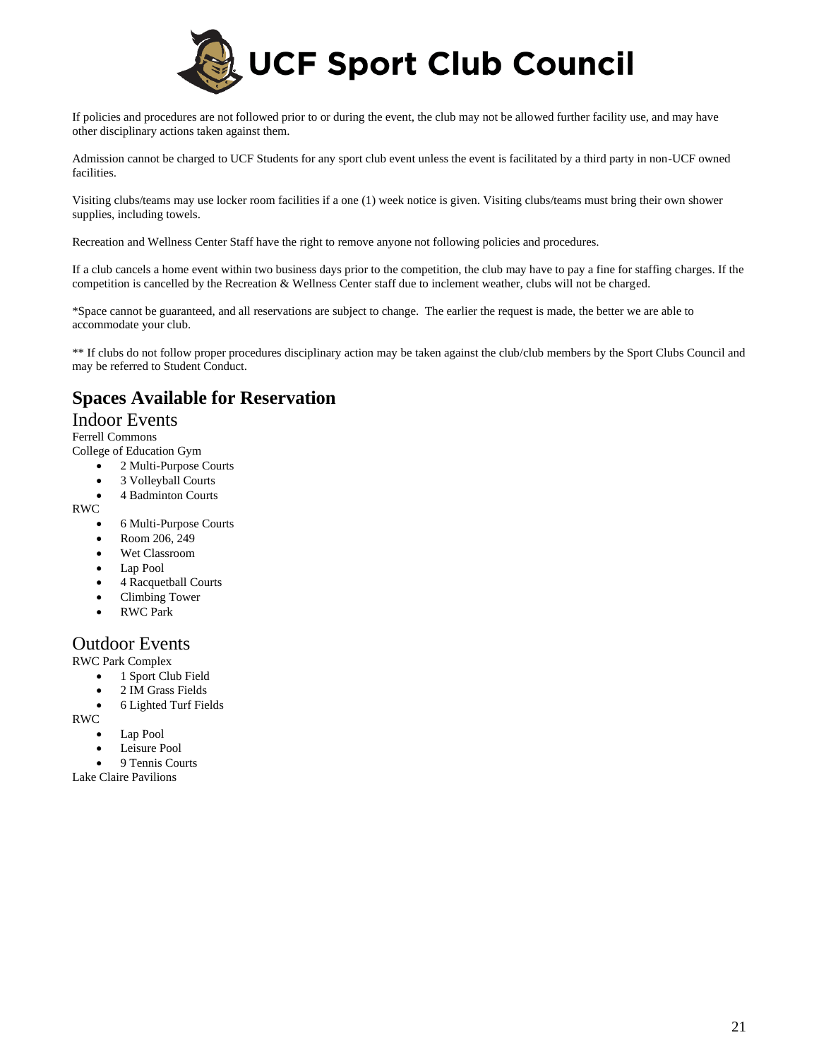If policies and procedures are not followed prior to or during the event, the club may not be allowed further facility use, and may have other disciplinary actions taken against them.

Admission cannot be charged to UCF Students for any sport club event unless the event is facilitated by a third party in non-UCF owned facilities.

Visiting clubs/teams may use locker room facilities if a one (1) week notice is given. Visiting clubs/teams must bring their own shower supplies, including towels.

Recreation and Wellness Center Staff have the right to remove anyone not following policies and procedures.

If a club cancels a home event within two business days prior to the competition, the club may have to pay a fine for staffing charges. If the competition is cancelled by the Recreation & Wellness Center staff due to inclement weather, clubs will not be charged.

*Space cannot be guaranteed, and all reservations are subject to change. The earlier the request is made, the better we are able to accommodate your club.

** If clubs do not follow proper procedures disciplinary action may be taken against the club/club members by the Sport Clubs Council and may be referred to Student Conduct.

## Spaces Available for Reservation

### Indoor Events

Ferrell Commons

College of Education Gym

- 2 Multi-Purpose Courts
- 3 Volleyball Courts
- 4 Badminton Courts

RWC

- 6 Multi-Purpose Courts
- Room 206, 249
- Wet Classroom
- Lap Pool
- 4 Racquetball Courts
- Climbing Tower
- RWC Park

### Outdoor Events

RWC Park Complex

- 1 Sport Club Field
- 2 IM Grass Fields
- 6 Lighted Turf Fields

RWC

- Lap Pool
- Leisure Pool
- 9 Tennis Courts

Lake Claire Pavilions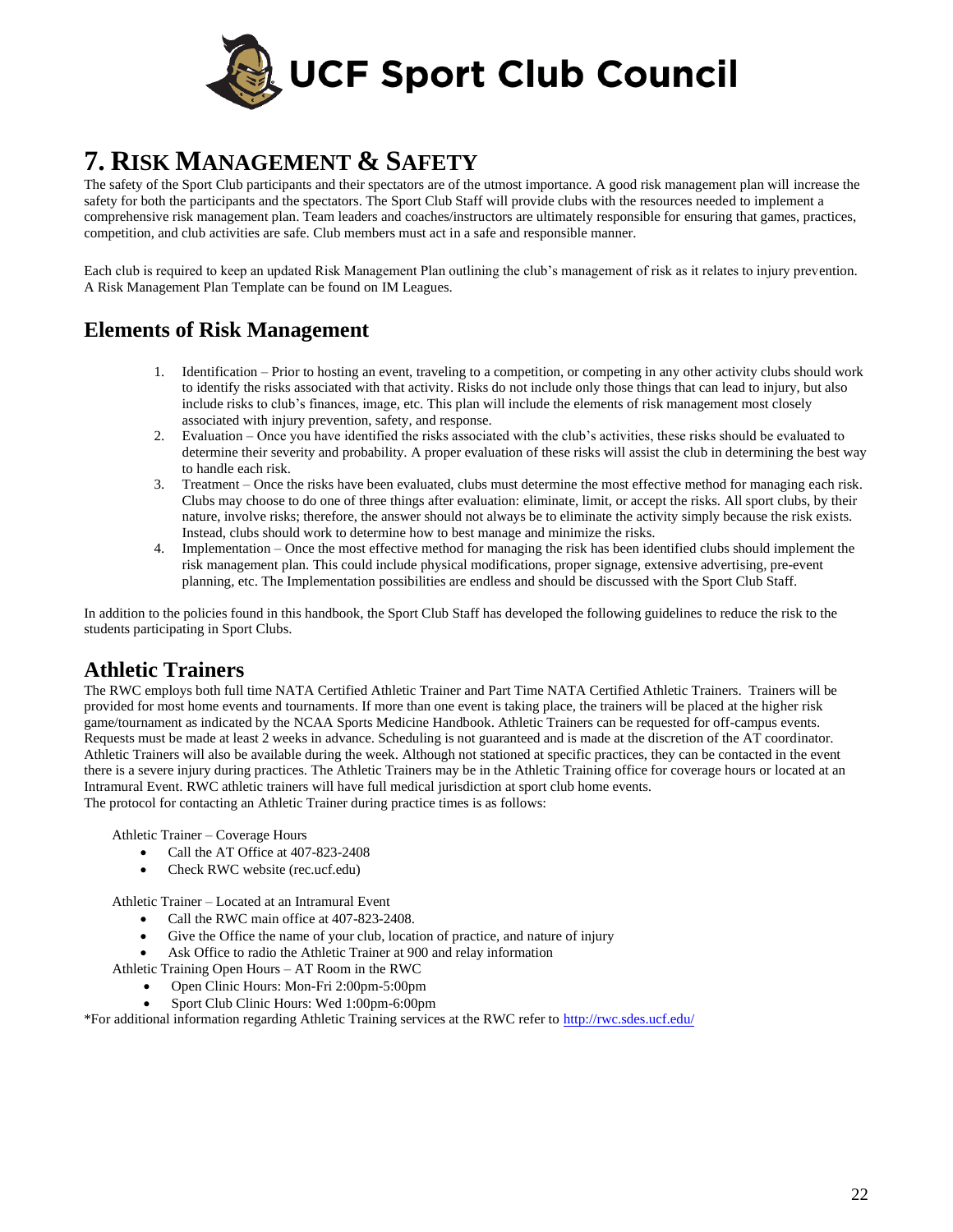# 7. RISK MANAGEMENT & SAFETY

The safety of the Sport Club participants and their spectators are of the utmost importance. A good risk management plan will increase the safety for both the participants and the spectators. The Sport Club Staff will provide clubs with the resources needed to implement a comprehensive risk management plan. Team leaders and coaches/instructors are ultimately responsible for ensuring that games, practices, competition, and club activities are safe. Club members must act in a safe and responsible manner.

Each club is required to keep an updated Risk Management Plan outlining the club's management of risk as it relates to injury prevention. A Risk Management Plan Template can be found on IM Leagues.

## Elements of Risk Management

1. Identification – Prior to hosting an event, traveling to a competition, or competing in any other activity clubs should work to identify the risks associated with that activity. Risks do not include only those things that can lead to injury, but also include risks to club's finances, image, etc. This plan will include the elements of risk management most closely associated with injury prevention, safety, and response.
2. Evaluation – Once you have identified the risks associated with the club's activities, these risks should be evaluated to determine their severity and probability. A proper evaluation of these risks will assist the club in determining the best way to handle each risk.
3. Treatment – Once the risks have been evaluated, clubs must determine the most effective method for managing each risk. Clubs may choose to do one of three things after evaluation: eliminate, limit, or accept the risks. All sport clubs, by their nature, involve risks; therefore, the answer should not always be to eliminate the activity simply because the risk exists. Instead, clubs should work to determine how to best manage and minimize the risks.
4. Implementation – Once the most effective method for managing the risk has been identified clubs should implement the risk management plan. This could include physical modifications, proper signage, extensive advertising, pre-event planning, etc. The Implementation possibilities are endless and should be discussed with the Sport Club Staff.

In addition to the policies found in this handbook, the Sport Club Staff has developed the following guidelines to reduce the risk to the students participating in Sport Clubs.

## Athletic Trainers

The RWC employs both full time NATA Certified Athletic Trainer and Part Time NATA Certified Athletic Trainers. Trainers will be provided for most home events and tournaments. If more than one event is taking place, the trainers will be placed at the higher risk game/tournament as indicated by the NCAA Sports Medicine Handbook. Athletic Trainers can be requested for off-campus events. Requests must be made at least 2 weeks in advance. Scheduling is not guaranteed and is made at the discretion of the AT coordinator. Athletic Trainers will also be available during the week. Although not stationed at specific practices, they can be contacted in the event there is a severe injury during practices. The Athletic Trainers may be in the Athletic Training office for coverage hours or located at an Intramural Event. RWC athletic trainers will have full medical jurisdiction at sport club home events.
The protocol for contacting an Athletic Trainer during practice times is as follows:

Athletic Trainer – Coverage Hours

- Call the AT Office at 407-823-2408
- Check RWC website (rec.ucf.edu)

Athletic Trainer – Located at an Intramural Event

- Call the RWC main office at 407-823-2408.
- Give the Office the name of your club, location of practice, and nature of injury
- Ask Office to radio the Athletic Trainer at 900 and relay information

Athletic Training Open Hours – AT Room in the RWC

- Open Clinic Hours: Mon-Fri 2:00pm-5:00pm
- Sport Club Clinic Hours: Wed 1:00pm-6:00pm

*For additional information regarding Athletic Training services at the RWC refer to http://rwc.sdes.ucf.edu/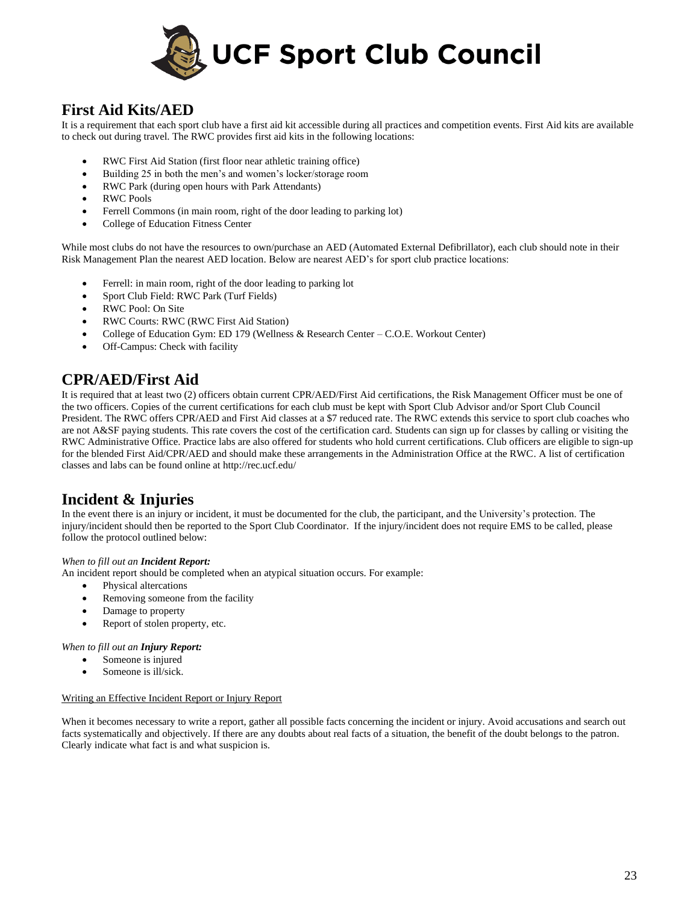## First Aid Kits/AED

It is a requirement that each sport club have a first aid kit accessible during all practices and competition events. First Aid kits are available to check out during travel. The RWC provides first aid kits in the following locations:

- RWC First Aid Station (first floor near athletic training office)
- Building 25 in both the men's and women's locker/storage room
- RWC Park (during open hours with Park Attendants)
- RWC Pools
- Ferrell Commons (in main room, right of the door leading to parking lot)
- College of Education Fitness Center

While most clubs do not have the resources to own/purchase an AED (Automated External Defibrillator), each club should note in their Risk Management Plan the nearest AED location. Below are nearest AED's for sport club practice locations:

- Ferrell: in main room, right of the door leading to parking lot
- Sport Club Field: RWC Park (Turf Fields)
- RWC Pool: On Site
- RWC Courts: RWC (RWC First Aid Station)
- College of Education Gym: ED 179 (Wellness & Research Center – C.O.E. Workout Center)
- Off-Campus: Check with facility

## CPR/AED/First Aid

It is required that at least two (2) officers obtain current CPR/AED/First Aid certifications, the Risk Management Officer must be one of the two officers. Copies of the current certifications for each club must be kept with Sport Club Advisor and/or Sport Club Council President. The RWC offers CPR/AED and First Aid classes at a $7 reduced rate. The RWC extends this service to sport club coaches who are not A&SF paying students. This rate covers the cost of the certification card. Students can sign up for classes by calling or visiting the RWC Administrative Office. Practice labs are also offered for students who hold current certifications. Club officers are eligible to sign-up for the blended First Aid/CPR/AED and should make these arrangements in the Administration Office at the RWC. A list of certification classes and labs can be found online at http://rec.ucf.edu/

## Incident & Injuries

In the event there is an injury or incident, it must be documented for the club, the participant, and the University's protection. The injury/incident should then be reported to the Sport Club Coordinator. If the injury/incident does not require EMS to be called, please follow the protocol outlined below:

*When to fill out an **Incident Report:***

An incident report should be completed when an atypical situation occurs. For example:

- Physical altercations
- Removing someone from the facility
- Damage to property
- Report of stolen property, etc.

*When to fill out an **Injury Report:***

- Someone is injured
- Someone is ill/sick.

<u>Writing an Effective Incident Report or Injury Report</u>

When it becomes necessary to write a report, gather all possible facts concerning the incident or injury. Avoid accusations and search out facts systematically and objectively. If there are any doubts about real facts of a situation, the benefit of the doubt belongs to the patron. Clearly indicate what fact is and what suspicion is.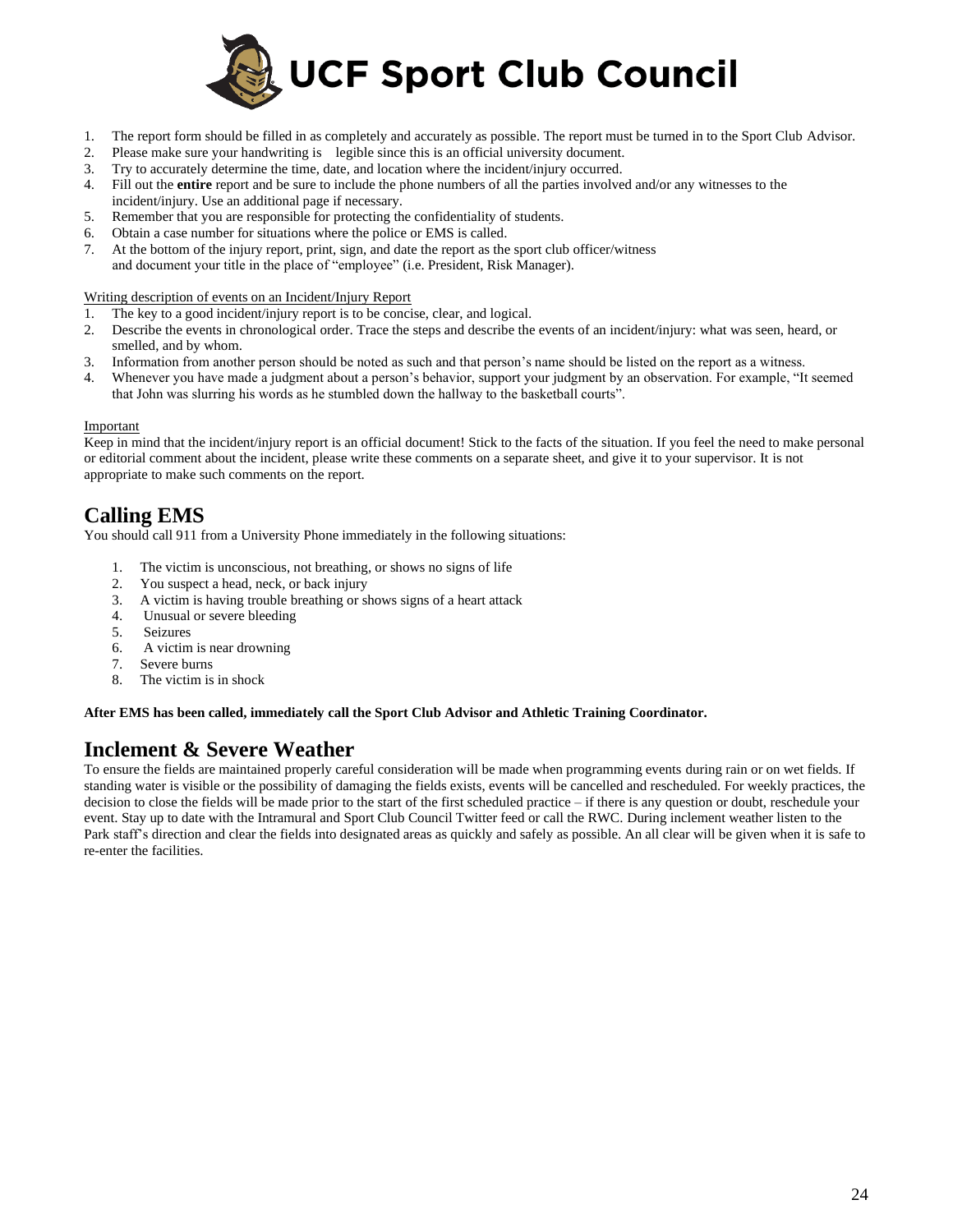1. The report form should be filled in as completely and accurately as possible. The report must be turned in to the Sport Club Advisor.
2. Please make sure your handwriting is legible since this is an official university document.
3. Try to accurately determine the time, date, and location where the incident/injury occurred.
4. Fill out the **entire** report and be sure to include the phone numbers of all the parties involved and/or any witnesses to the incident/injury. Use an additional page if necessary.
5. Remember that you are responsible for protecting the confidentiality of students.
6. Obtain a case number for situations where the police or EMS is called.
7. At the bottom of the injury report, print, sign, and date the report as the sport club officer/witness and document your title in the place of "employee" (i.e. President, Risk Manager).

<u>Writing description of events on an Incident/Injury Report</u>

1. The key to a good incident/injury report is to be concise, clear, and logical.
2. Describe the events in chronological order. Trace the steps and describe the events of an incident/injury: what was seen, heard, or smelled, and by whom.
3. Information from another person should be noted as such and that person's name should be listed on the report as a witness.
4. Whenever you have made a judgment about a person's behavior, support your judgment by an observation. For example, "It seemed that John was slurring his words as he stumbled down the hallway to the basketball courts".

<u>Important</u>

Keep in mind that the incident/injury report is an official document! Stick to the facts of the situation. If you feel the need to make personal or editorial comment about the incident, please write these comments on a separate sheet, and give it to your supervisor. It is not appropriate to make such comments on the report.

## Calling EMS

You should call 911 from a University Phone immediately in the following situations:

1. The victim is unconscious, not breathing, or shows no signs of life
2. You suspect a head, neck, or back injury
3. A victim is having trouble breathing or shows signs of a heart attack
4. Unusual or severe bleeding
5. Seizures
6. A victim is near drowning
7. Severe burns
8. The victim is in shock

**After EMS has been called, immediately call the Sport Club Advisor and Athletic Training Coordinator.**

## Inclement & Severe Weather

To ensure the fields are maintained properly careful consideration will be made when programming events during rain or on wet fields. If standing water is visible or the possibility of damaging the fields exists, events will be cancelled and rescheduled. For weekly practices, the decision to close the fields will be made prior to the start of the first scheduled practice – if there is any question or doubt, reschedule your event. Stay up to date with the Intramural and Sport Club Council Twitter feed or call the RWC. During inclement weather listen to the Park staff's direction and clear the fields into designated areas as quickly and safely as possible. An all clear will be given when it is safe to re-enter the facilities.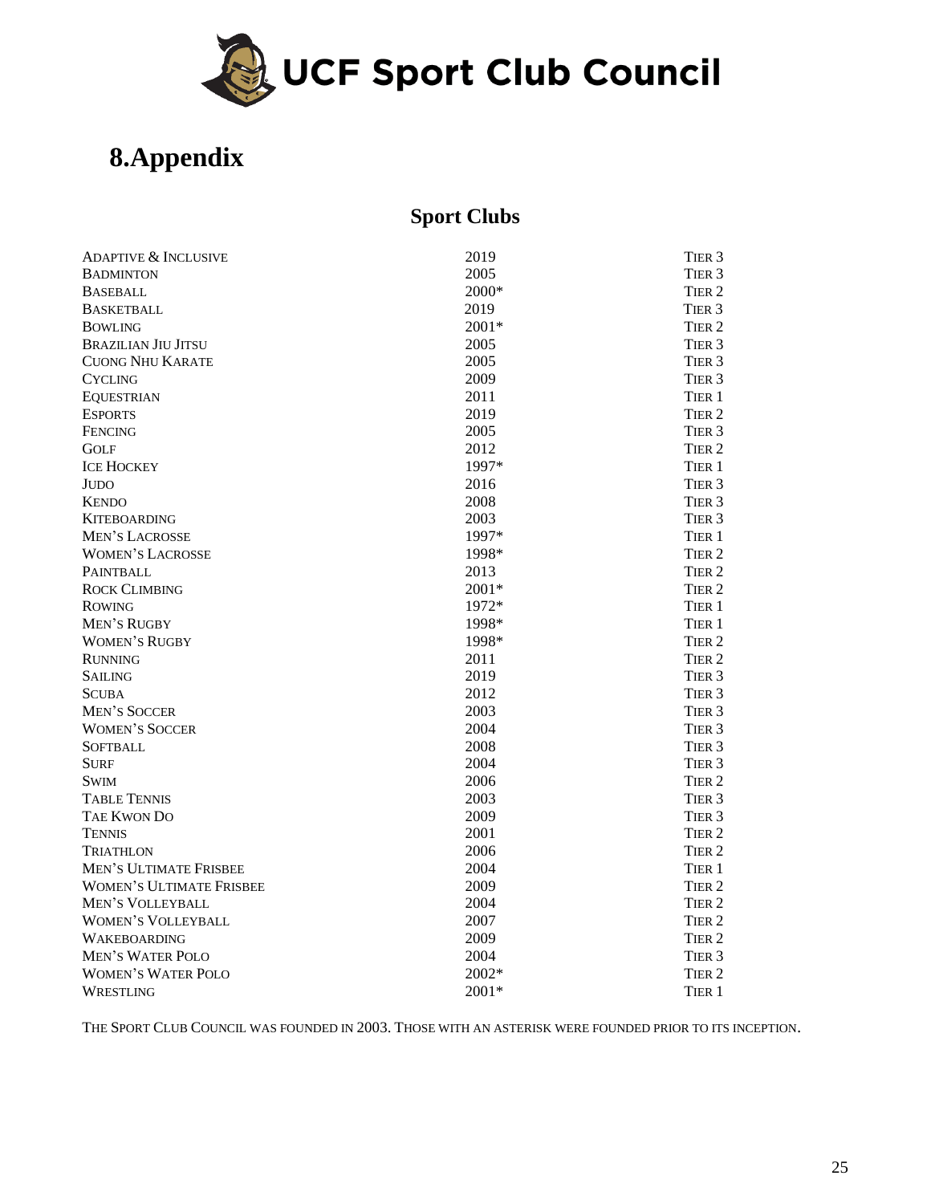# 8.Appendix

## Sport Clubs

| | | |
|---|---|---|
| Adaptive & Inclusive | 2019 | Tier 3 |
| Badminton | 2005 | Tier 3 |
| Baseball | 2000* | Tier 2 |
| Basketball | 2019 | Tier 3 |
| Bowling | 2001* | Tier 2 |
| Brazilian Jiu Jitsu | 2005 | Tier 3 |
| Cuong Nhu Karate | 2005 | Tier 3 |
| Cycling | 2009 | Tier 3 |
| Equestrian | 2011 | Tier 1 |
| Esports | 2019 | Tier 2 |
| Fencing | 2005 | Tier 3 |
| Golf | 2012 | Tier 2 |
| Ice Hockey | 1997* | Tier 1 |
| Judo | 2016 | Tier 3 |
| Kendo | 2008 | Tier 3 |
| Kiteboarding | 2003 | Tier 3 |
| Men's Lacrosse | 1997* | Tier 1 |
| Women's Lacrosse | 1998* | Tier 2 |
| Paintball | 2013 | Tier 2 |
| Rock Climbing | 2001* | Tier 2 |
| Rowing | 1972* | Tier 1 |
| Men's Rugby | 1998* | Tier 1 |
| Women's Rugby | 1998* | Tier 2 |
| Running | 2011 | Tier 2 |
| Sailing | 2019 | Tier 3 |
| Scuba | 2012 | Tier 3 |
| Men's Soccer | 2003 | Tier 3 |
| Women's Soccer | 2004 | Tier 3 |
| Softball | 2008 | Tier 3 |
| Surf | 2004 | Tier 3 |
| Swim | 2006 | Tier 2 |
| Table Tennis | 2003 | Tier 3 |
| Tae Kwon Do | 2009 | Tier 3 |
| Tennis | 2001 | Tier 2 |
| Triathlon | 2006 | Tier 2 |
| Men's Ultimate Frisbee | 2004 | Tier 1 |
| Women's Ultimate Frisbee | 2009 | Tier 2 |
| Men's Volleyball | 2004 | Tier 2 |
| Women's Volleyball | 2007 | Tier 2 |
| Wakeboarding | 2009 | Tier 2 |
| Men's Water Polo | 2004 | Tier 3 |
| Women's Water Polo | 2002* | Tier 2 |
| Wrestling | 2001* | Tier 1 |

The Sport Club Council was founded in 2003. Those with an asterisk were founded prior to its inception.